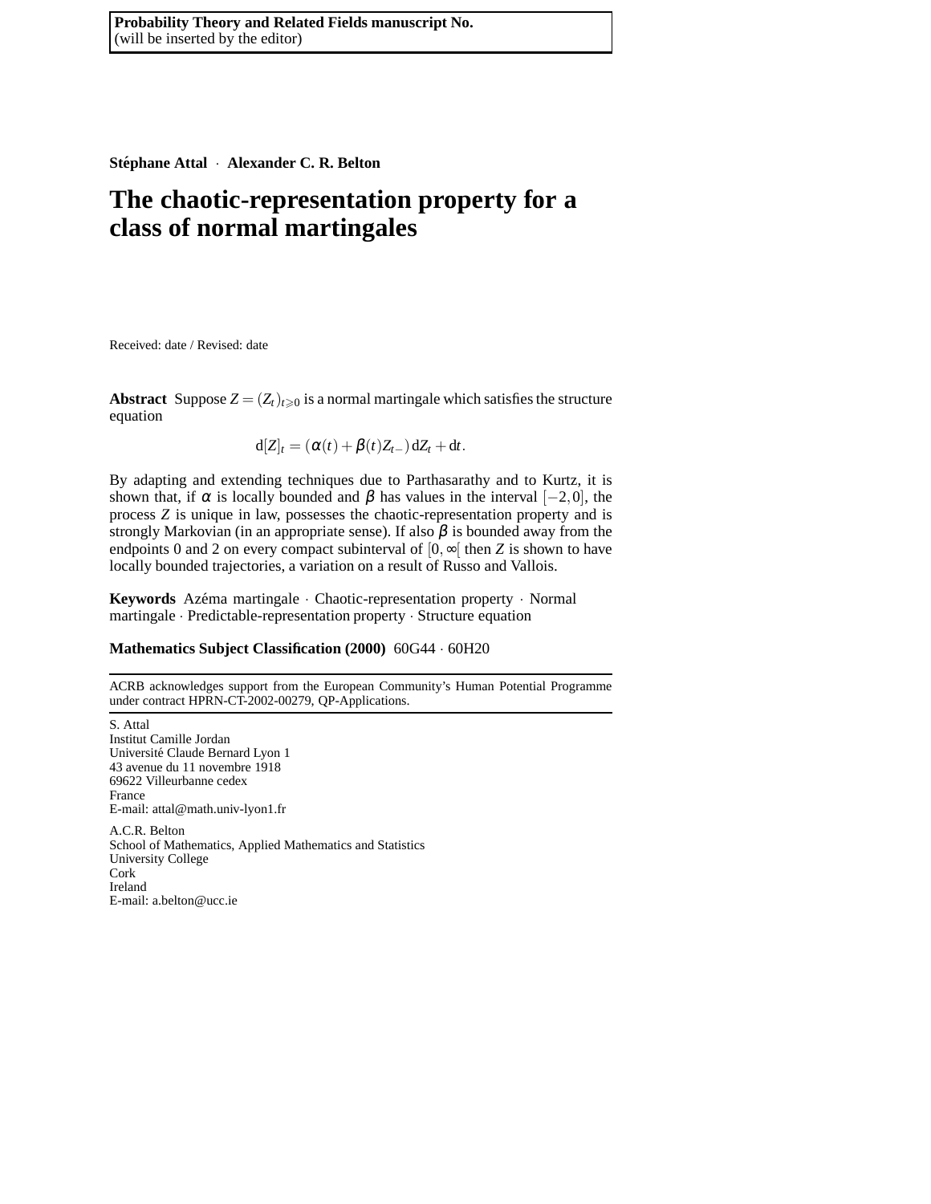**Probability Theory and Related Fields manuscript No.**
(will be inserted by the editor)

**Stéphane Attal** · **Alexander C. R. Belton**

# The chaotic-representation property for a class of normal martingales

Received: date / Revised: date

**Abstract** Suppose $Z = (Z_t)_{t \geqslant 0}$ is a normal martingale which satisfies the structure equation

$$\mathrm{d}[Z]_t = (\alpha(t) + \beta(t) Z_{t-})\,\mathrm{d}Z_t + \mathrm{d}t.$$

By adapting and extending techniques due to Parthasarathy and to Kurtz, it is shown that, if $\alpha$ is locally bounded and $\beta$ has values in the interval $[-2, 0]$, the process $Z$ is unique in law, possesses the chaotic-representation property and is strongly Markovian (in an appropriate sense). If also $\beta$ is bounded away from the endpoints 0 and 2 on every compact subinterval of $[0, \infty[$ then $Z$ is shown to have locally bounded trajectories, a variation on a result of Russo and Vallois.

**Keywords** Azéma martingale · Chaotic-representation property · Normal martingale · Predictable-representation property · Structure equation

**Mathematics Subject Classification (2000)** 60G44 · 60H20

---

ACRB acknowledges support from the European Community's Human Potential Programme under contract HPRN-CT-2002-00279, QP-Applications.

---

S. Attal
Institut Camille Jordan
Université Claude Bernard Lyon 1
43 avenue du 11 novembre 1918
69622 Villeurbanne cedex
France
E-mail: attal@math.univ-lyon1.fr

A.C.R. Belton
School of Mathematics, Applied Mathematics and Statistics
University College
Cork
Ireland
E-mail: a.belton@ucc.ie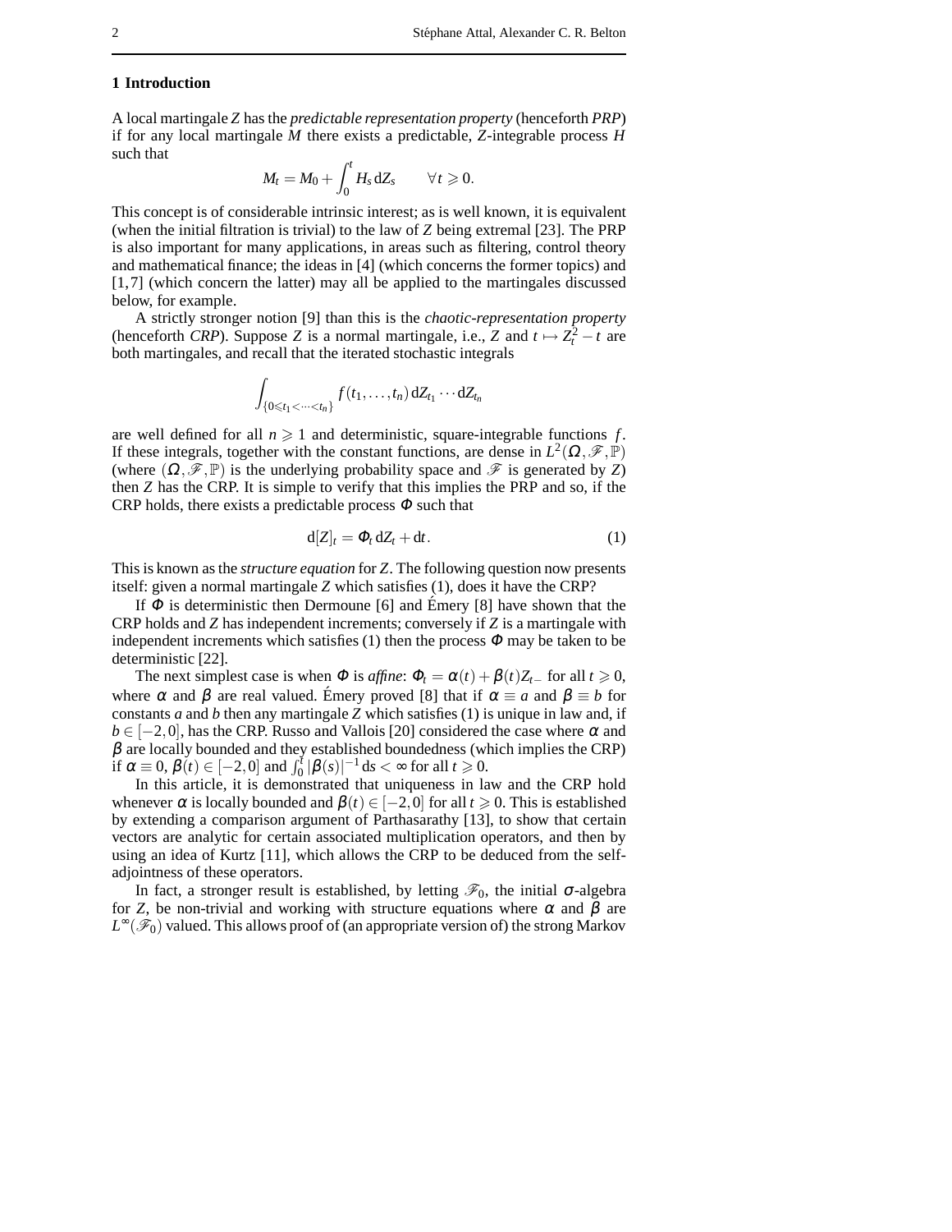## 1 Introduction

A local martingale $Z$ has the *predictable representation property* (henceforth *PRP*) if for any local martingale $M$ there exists a predictable, $Z$-integrable process $H$ such that

$$M_t = M_0 + \int_0^t H_s \, \mathrm{d}Z_s \qquad \forall \, t \geqslant 0.$$

This concept is of considerable intrinsic interest; as is well known, it is equivalent (when the initial filtration is trivial) to the law of $Z$ being extremal [23]. The PRP is also important for many applications, in areas such as filtering, control theory and mathematical finance; the ideas in [4] (which concerns the former topics) and [1,7] (which concern the latter) may all be applied to the martingales discussed below, for example.

A strictly stronger notion [9] than this is the *chaotic-representation property* (henceforth *CRP*). Suppose $Z$ is a normal martingale, i.e., $Z$ and $t \mapsto Z_t^2 - t$ are both martingales, and recall that the iterated stochastic integrals

$$\int_{\{0 \leqslant t_1 < \cdots < t_n\}} f(t_1, \ldots, t_n) \, \mathrm{d}Z_{t_1} \cdots \mathrm{d}Z_{t_n}$$

are well defined for all $n \geqslant 1$ and deterministic, square-integrable functions $f$. If these integrals, together with the constant functions, are dense in $L^2(\Omega, \mathscr{F}, \mathbb{P})$ (where $(\Omega, \mathscr{F}, \mathbb{P})$ is the underlying probability space and $\mathscr{F}$ is generated by $Z$) then $Z$ has the CRP. It is simple to verify that this implies the PRP and so, if the CRP holds, there exists a predictable process $\Phi$ such that

$$\mathrm{d}[Z]_t = \Phi_t \, \mathrm{d}Z_t + \mathrm{d}t. \tag{1}$$

This is known as the *structure equation* for $Z$. The following question now presents itself: given a normal martingale $Z$ which satisfies (1), does it have the CRP?

If $\Phi$ is deterministic then Dermoune [6] and Émery [8] have shown that the CRP holds and $Z$ has independent increments; conversely if $Z$ is a martingale with independent increments which satisfies (1) then the process $\Phi$ may be taken to be deterministic [22].

The next simplest case is when $\Phi$ is *affine*: $\Phi_t = \alpha(t) + \beta(t) Z_{t-}$ for all $t \geqslant 0$, where $\alpha$ and $\beta$ are real valued. Émery proved [8] that if $\alpha \equiv a$ and $\beta \equiv b$ for constants $a$ and $b$ then any martingale $Z$ which satisfies (1) is unique in law and, if $b \in [-2, 0]$, has the CRP. Russo and Vallois [20] considered the case where $\alpha$ and $\beta$ are locally bounded and they established boundedness (which implies the CRP) if $\alpha \equiv 0$, $\beta(t) \in [-2, 0]$ and $\int_0^t |\beta(s)|^{-1} \, \mathrm{d}s < \infty$ for all $t \geqslant 0$.

In this article, it is demonstrated that uniqueness in law and the CRP hold whenever $\alpha$ is locally bounded and $\beta(t) \in [-2, 0]$ for all $t \geqslant 0$. This is established by extending a comparison argument of Parthasarathy [13], to show that certain vectors are analytic for certain associated multiplication operators, and then by using an idea of Kurtz [11], which allows the CRP to be deduced from the self-adjointness of these operators.

In fact, a stronger result is established, by letting $\mathscr{F}_0$, the initial $\sigma$-algebra for $Z$, be non-trivial and working with structure equations where $\alpha$ and $\beta$ are $L^\infty(\mathscr{F}_0)$ valued. This allows proof of (an appropriate version of) the strong Markov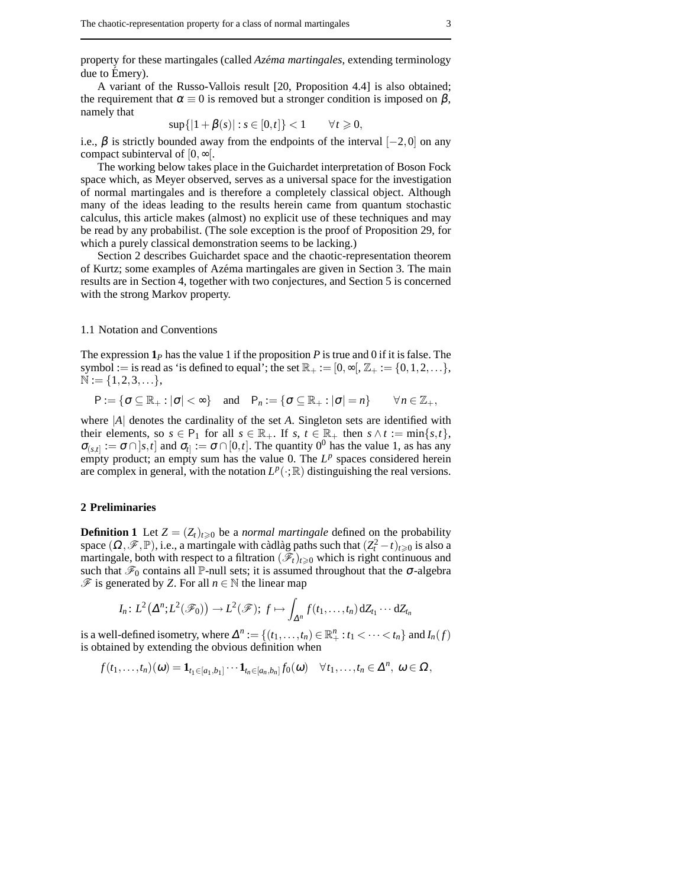property for these martingales (called *Azéma martingales*, extending terminology due to Émery).

A variant of the Russo-Vallois result [20, Proposition 4.4] is also obtained; the requirement that $\alpha \equiv 0$ is removed but a stronger condition is imposed on $\beta$, namely that

$$\sup\{|1+\beta(s)| : s \in [0,t]\} < 1 \qquad \forall\, t \geqslant 0,$$

i.e., $\beta$ is strictly bounded away from the endpoints of the interval $[-2,0]$ on any compact subinterval of $[0,\infty[$.

The working below takes place in the Guichardet interpretation of Boson Fock space which, as Meyer observed, serves as a universal space for the investigation of normal martingales and is therefore a completely classical object. Although many of the ideas leading to the results herein came from quantum stochastic calculus, this article makes (almost) no explicit use of these techniques and may be read by any probabilist. (The sole exception is the proof of Proposition 29, for which a purely classical demonstration seems to be lacking.)

Section 2 describes Guichardet space and the chaotic-representation theorem of Kurtz; some examples of Azéma martingales are given in Section 3. The main results are in Section 4, together with two conjectures, and Section 5 is concerned with the strong Markov property.

### 1.1 Notation and Conventions

The expression $\mathbf{1}_P$ has the value 1 if the proposition $P$ is true and 0 if it is false. The symbol $:=$ is read as 'is defined to equal'; the set $\mathbb{R}_+ := [0,\infty[$, $\mathbb{Z}_+ := \{0,1,2,\ldots\}$, $\mathbb{N} := \{1,2,3,\ldots\}$,

$$\mathsf{P} := \{\sigma \subseteq \mathbb{R}_+ : |\sigma| < \infty\} \quad \text{and} \quad \mathsf{P}_n := \{\sigma \subseteq \mathbb{R}_+ : |\sigma| = n\} \qquad \forall\, n \in \mathbb{Z}_+,$$

where $|A|$ denotes the cardinality of the set $A$. Singleton sets are identified with their elements, so $s \in \mathsf{P}_1$ for all $s \in \mathbb{R}_+$. If $s$, $t \in \mathbb{R}_+$ then $s \wedge t := \min\{s,t\}$, $\sigma_{(s,t]} := \sigma \cap ]s,t]$ and $\sigma_{t)} := \sigma \cap [0,t[$. The quantity $0^0$ has the value 1, as has any empty product; an empty sum has the value 0. The $L^p$ spaces considered herein are complex in general, with the notation $L^p(\cdot;\mathbb{R})$ distinguishing the real versions.

## 2 Preliminaries

**Definition 1** Let $Z = (Z_t)_{t\geqslant 0}$ be a *normal martingale* defined on the probability space $(\Omega,\mathscr{F},\mathbb{P})$, i.e., a martingale with càdlàg paths such that $(Z_t^2 - t)_{t\geqslant 0}$ is also a martingale, both with respect to a filtration $(\mathscr{F}_t)_{t\geqslant 0}$ which is right continuous and such that $\mathscr{F}_0$ contains all $\mathbb{P}$-null sets; it is assumed throughout that the $\sigma$-algebra $\mathscr{F}$ is generated by $Z$. For all $n \in \mathbb{N}$ the linear map

$$I_n \colon L^2\big(\Delta^n; L^2(\mathscr{F}_0)\big) \to L^2(\mathscr{F});\ f \mapsto \int_{\Delta^n} f(t_1,\ldots,t_n)\,\mathrm{d}Z_{t_1}\cdots\mathrm{d}Z_{t_n}$$

is a well-defined isometry, where $\Delta^n := \{(t_1,\ldots,t_n) \in \mathbb{R}_+^n : t_1 < \cdots < t_n\}$ and $I_n(f)$ is obtained by extending the obvious definition when

$$f(t_1,\ldots,t_n)(\omega) = \mathbf{1}_{t_1\in[a_1,b_1[}\cdots\mathbf{1}_{t_n\in[a_n,b_n[}\, f_0(\omega) \quad \forall\, t_1,\ldots,t_n \in \Delta^n,\ \omega \in \Omega,$$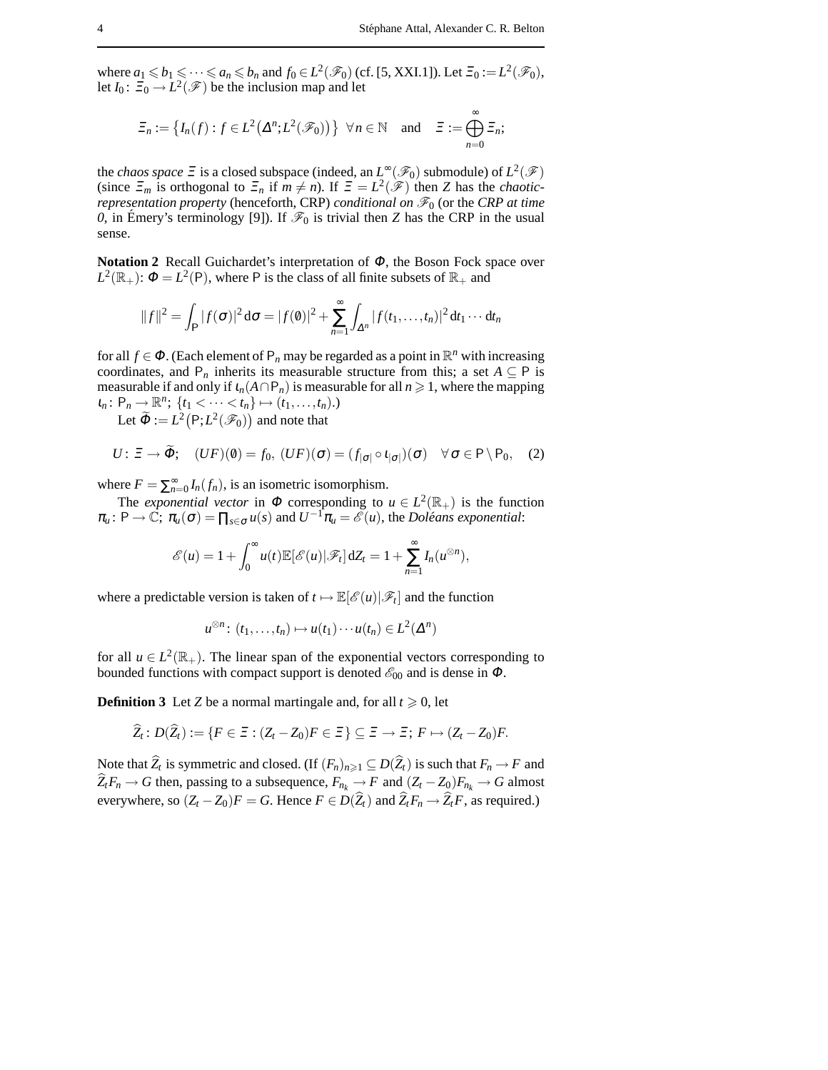where $a_1 \leqslant b_1 \leqslant \cdots \leqslant a_n \leqslant b_n$ and $f_0 \in L^2(\mathscr{F}_0)$ (cf. [5, XXI.1]). Let $\Xi_0 := L^2(\mathscr{F}_0)$, let $I_0 \colon \Xi_0 \to L^2(\mathscr{F})$ be the inclusion map and let

$$\Xi_n := \left\{ I_n(f) : f \in L^2\big(\Delta^n; L^2(\mathscr{F}_0)\big) \right\} \ \forall\, n \in \mathbb{N} \quad \text{and} \quad \Xi := \bigoplus_{n=0}^{\infty} \Xi_n;$$

the *chaos space* $\Xi$ is a closed subspace (indeed, an $L^\infty(\mathscr{F}_0)$ submodule) of $L^2(\mathscr{F})$ (since $\Xi_m$ is orthogonal to $\Xi_n$ if $m \neq n$). If $\Xi = L^2(\mathscr{F})$ then $Z$ has the *chaotic-representation property* (henceforth, CRP) *conditional on* $\mathscr{F}_0$ (or the *CRP at time 0*, in Émery's terminology [9]). If $\mathscr{F}_0$ is trivial then $Z$ has the CRP in the usual sense.

**Notation 2** Recall Guichardet's interpretation of $\Phi$, the Boson Fock space over $L^2(\mathbb{R}_+)$: $\Phi = L^2(\mathsf{P})$, where $\mathsf{P}$ is the class of all finite subsets of $\mathbb{R}_+$ and

$$\|f\|^2 = \int_{\mathsf{P}} |f(\sigma)|^2 \, \mathrm{d}\sigma = |f(\emptyset)|^2 + \sum_{n=1}^{\infty} \int_{\Delta^n} |f(t_1, \ldots, t_n)|^2 \, \mathrm{d}t_1 \cdots \mathrm{d}t_n$$

for all $f \in \Phi$. (Each element of $\mathsf{P}_n$ may be regarded as a point in $\mathbb{R}^n$ with increasing coordinates, and $\mathsf{P}_n$ inherits its measurable structure from this; a set $A \subseteq \mathsf{P}$ is measurable if and only if $\iota_n(A \cap \mathsf{P}_n)$ is measurable for all $n \geqslant 1$, where the mapping $\iota_n \colon \mathsf{P}_n \to \mathbb{R}^n$; $\{t_1 < \cdots < t_n\} \mapsto (t_1, \ldots, t_n)$.)

Let $\widetilde{\Phi} := L^2\big(\mathsf{P}; L^2(\mathscr{F}_0)\big)$ and note that

$$U \colon \Xi \to \widetilde{\Phi}; \quad (UF)(\emptyset) = f_0, \ (UF)(\sigma) = (f_{|\sigma|} \circ \iota_{|\sigma|})(\sigma) \quad \forall\, \sigma \in \mathsf{P} \setminus \mathsf{P}_0, \tag{2}$$

where $F = \sum_{n=0}^{\infty} I_n(f_n)$, is an isometric isomorphism.

The *exponential vector* in $\Phi$ corresponding to $u \in L^2(\mathbb{R}_+)$ is the function $\pi_u \colon \mathsf{P} \to \mathbb{C}$; $\pi_u(\sigma) = \prod_{s \in \sigma} u(s)$ and $U^{-1}\pi_u = \mathscr{E}(u)$, the *Doléans exponential*:

$$\mathscr{E}(u) = 1 + \int_0^\infty u(t) \mathbb{E}[\mathscr{E}(u) | \mathscr{F}_t] \, \mathrm{d}Z_t = 1 + \sum_{n=1}^{\infty} I_n(u^{\otimes n}),$$

where a predictable version is taken of $t \mapsto \mathbb{E}[\mathscr{E}(u)|\mathscr{F}_t]$ and the function

$$u^{\otimes n} \colon (t_1, \ldots, t_n) \mapsto u(t_1) \cdots u(t_n) \in L^2(\Delta^n)$$

for all $u \in L^2(\mathbb{R}_+)$. The linear span of the exponential vectors corresponding to bounded functions with compact support is denoted $\mathscr{E}_{00}$ and is dense in $\Phi$.

**Definition 3** Let $Z$ be a normal martingale and, for all $t \geqslant 0$, let

$$\widehat{Z}_t \colon D(\widehat{Z}_t) := \{F \in \Xi : (Z_t - Z_0)F \in \Xi\} \subseteq \Xi \to \Xi; \ F \mapsto (Z_t - Z_0)F.$$

Note that $\widehat{Z}_t$ is symmetric and closed. (If $(F_n)_{n \geqslant 1} \subseteq D(\widehat{Z}_t)$ is such that $F_n \to F$ and $\widehat{Z}_t F_n \to G$ then, passing to a subsequence, $F_{n_k} \to F$ and $(Z_t - Z_0)F_{n_k} \to G$ almost everywhere, so $(Z_t - Z_0)F = G$. Hence $F \in D(\widehat{Z}_t)$ and $\widehat{Z}_t F_n \to \widehat{Z}_t F$, as required.)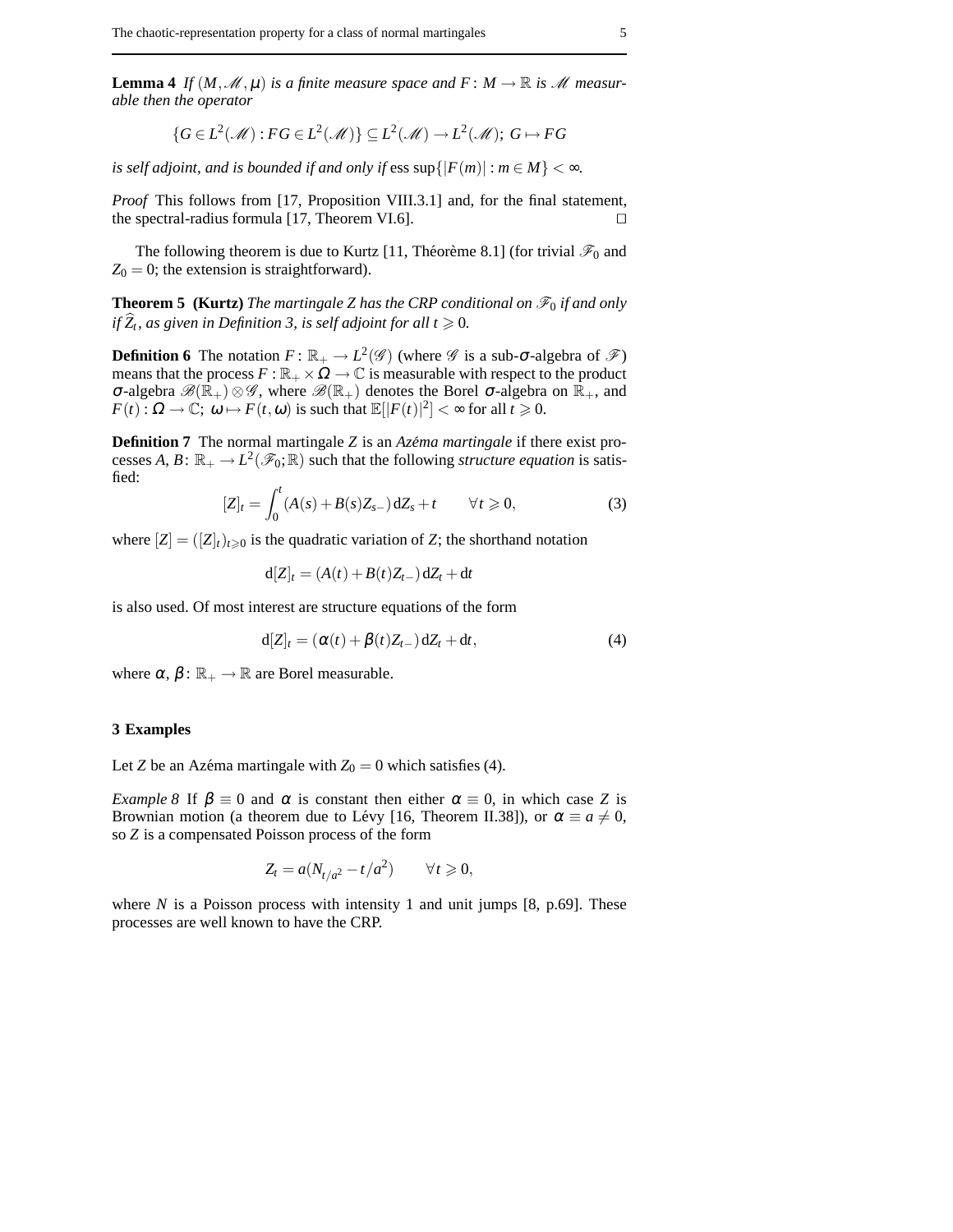**Lemma 4** *If $(M, \mathscr{M}, \mu)$ is a finite measure space and $F : M \to \mathbb{R}$ is $\mathscr{M}$ measurable then the operator*

$$\{G \in L^2(\mathscr{M}) : FG \in L^2(\mathscr{M})\} \subseteq L^2(\mathscr{M}) \to L^2(\mathscr{M});\ G \mapsto FG$$

*is self adjoint, and is bounded if and only if* $\operatorname{ess\,sup}\{|F(m)| : m \in M\} < \infty$.

*Proof* This follows from [17, Proposition VIII.3.1] and, for the final statement, the spectral-radius formula [17, Theorem VI.6]. □

The following theorem is due to Kurtz [11, Théorème 8.1] (for trivial $\mathscr{F}_0$ and $Z_0 = 0$; the extension is straightforward).

**Theorem 5 (Kurtz)** *The martingale $Z$ has the CRP conditional on $\mathscr{F}_0$ if and only if $\widehat{Z}_t$, as given in Definition 3, is self adjoint for all $t \geqslant 0$.*

**Definition 6** The notation $F : \mathbb{R}_+ \to L^2(\mathscr{G})$ (where $\mathscr{G}$ is a sub-$\sigma$-algebra of $\mathscr{F}$) means that the process $F : \mathbb{R}_+ \times \Omega \to \mathbb{C}$ is measurable with respect to the product $\sigma$-algebra $\mathscr{B}(\mathbb{R}_+) \otimes \mathscr{G}$, where $\mathscr{B}(\mathbb{R}_+)$ denotes the Borel $\sigma$-algebra on $\mathbb{R}_+$, and $F(t) : \Omega \to \mathbb{C};\ \omega \mapsto F(t, \omega)$ is such that $\mathbb{E}[|F(t)|^2] < \infty$ for all $t \geqslant 0$.

**Definition 7** The normal martingale $Z$ is an *Azéma martingale* if there exist processes $A$, $B$: $\mathbb{R}_+ \to L^2(\mathscr{F}_0; \mathbb{R})$ such that the following *structure equation* is satisfied:

$$[Z]_t = \int_0^t (A(s) + B(s)Z_{s-})\, \mathrm{d}Z_s + t \qquad \forall\, t \geqslant 0, \tag{3}$$

where $[Z] = ([Z]_t)_{t \geqslant 0}$ is the quadratic variation of $Z$; the shorthand notation

$$\mathrm{d}[Z]_t = (A(t) + B(t)Z_{t-})\, \mathrm{d}Z_t + \mathrm{d}t$$

is also used. Of most interest are structure equations of the form

$$\mathrm{d}[Z]_t = (\alpha(t) + \beta(t)Z_{t-})\, \mathrm{d}Z_t + \mathrm{d}t, \tag{4}$$

where $\alpha$, $\beta$: $\mathbb{R}_+ \to \mathbb{R}$ are Borel measurable.

## 3 Examples

Let $Z$ be an Azéma martingale with $Z_0 = 0$ which satisfies (4).

*Example 8* If $\beta \equiv 0$ and $\alpha$ is constant then either $\alpha \equiv 0$, in which case $Z$ is Brownian motion (a theorem due to Lévy [16, Theorem II.38]), or $\alpha \equiv a \neq 0$, so $Z$ is a compensated Poisson process of the form

$$Z_t = a(N_{t/a^2} - t/a^2) \qquad \forall\, t \geqslant 0,$$

where $N$ is a Poisson process with intensity 1 and unit jumps [8, p.69]. These processes are well known to have the CRP.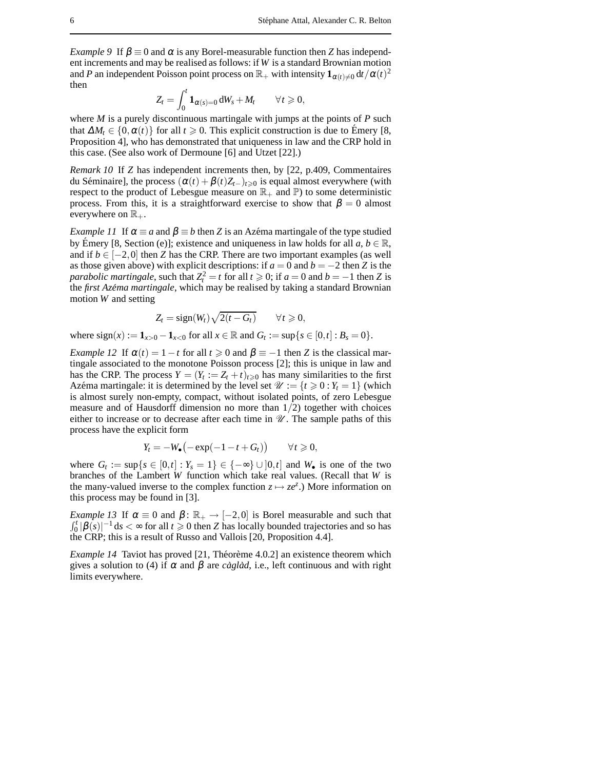*Example 9* If $\beta \equiv 0$ and $\alpha$ is any Borel-measurable function then $Z$ has independent increments and may be realised as follows: if $W$ is a standard Brownian motion and $P$ an independent Poisson point process on $\mathbb{R}_+$ with intensity $\mathbf{1}_{\alpha(t)\neq 0}\,\mathrm{d}t/\alpha(t)^2$ then

$$Z_t = \int_0^t \mathbf{1}_{\alpha(s)=0}\,\mathrm{d}W_s + M_t \qquad \forall\, t \geqslant 0,$$

where $M$ is a purely discontinuous martingale with jumps at the points of $P$ such that $\Delta M_t \in \{0, \alpha(t)\}$ for all $t \geqslant 0$. This explicit construction is due to Émery [8, Proposition 4], who has demonstrated that uniqueness in law and the CRP hold in this case. (See also work of Dermoune [6] and Utzet [22].)

*Remark 10* If $Z$ has independent increments then, by [22, p.409, Commentaires du Séminaire], the process $(\alpha(t) + \beta(t)Z_{t-})_{t\geqslant 0}$ is equal almost everywhere (with respect to the product of Lebesgue measure on $\mathbb{R}_+$ and $\mathbb{P}$) to some deterministic process. From this, it is a straightforward exercise to show that $\beta = 0$ almost everywhere on $\mathbb{R}_+$.

*Example 11* If $\alpha \equiv a$ and $\beta \equiv b$ then $Z$ is an Azéma martingale of the type studied by Émery [8, Section (e)]; existence and uniqueness in law holds for all $a, b \in \mathbb{R}$, and if $b \in [-2, 0]$ then $Z$ has the CRP. There are two important examples (as well as those given above) with explicit descriptions: if $a = 0$ and $b = -2$ then $Z$ is the *parabolic martingale*, such that $Z_t^2 = t$ for all $t \geqslant 0$; if $a = 0$ and $b = -1$ then $Z$ is the *first Azéma martingale*, which may be realised by taking a standard Brownian motion $W$ and setting

$$Z_t = \operatorname{sign}(W_t)\sqrt{2(t - G_t)} \qquad \forall\, t \geqslant 0,$$

where $\operatorname{sign}(x) := \mathbf{1}_{x>0} - \mathbf{1}_{x<0}$ for all $x \in \mathbb{R}$ and $G_t := \sup\{s \in [0,t] : B_s = 0\}$.

*Example 12* If $\alpha(t) = 1 - t$ for all $t \geqslant 0$ and $\beta \equiv -1$ then $Z$ is the classical martingale associated to the monotone Poisson process [2]; this is unique in law and has the CRP. The process $Y = (Y_t := Z_t + t)_{t\geqslant 0}$ has many similarities to the first Azéma martingale: it is determined by the level set $\mathscr{U} := \{t \geqslant 0 : Y_t = 1\}$ (which is almost surely non-empty, compact, without isolated points, of zero Lebesgue measure and of Hausdorff dimension no more than $1/2$) together with choices either to increase or to decrease after each time in $\mathscr{U}$. The sample paths of this process have the explicit form

$$Y_t = -W_\bullet\big(-\exp(-1 - t + G_t)\big) \qquad \forall\, t \geqslant 0,$$

where $G_t := \sup\{s \in [0,t] : Y_s = 1\} \in \{-\infty\} \cup ]0,t]$ and $W_\bullet$ is one of the two branches of the Lambert $W$ function which take real values. (Recall that $W$ is the many-valued inverse to the complex function $z \mapsto ze^z$.) More information on this process may be found in [3].

*Example 13* If $\alpha \equiv 0$ and $\beta\colon \mathbb{R}_+ \to [-2, 0]$ is Borel measurable and such that $\int_0^t |\beta(s)|^{-1}\,\mathrm{d}s < \infty$ for all $t \geqslant 0$ then $Z$ has locally bounded trajectories and so has the CRP; this is a result of Russo and Vallois [20, Proposition 4.4].

*Example 14* Taviot has proved [21, Théorème 4.0.2] an existence theorem which gives a solution to (4) if $\alpha$ and $\beta$ are *càglàd*, i.e., left continuous and with right limits everywhere.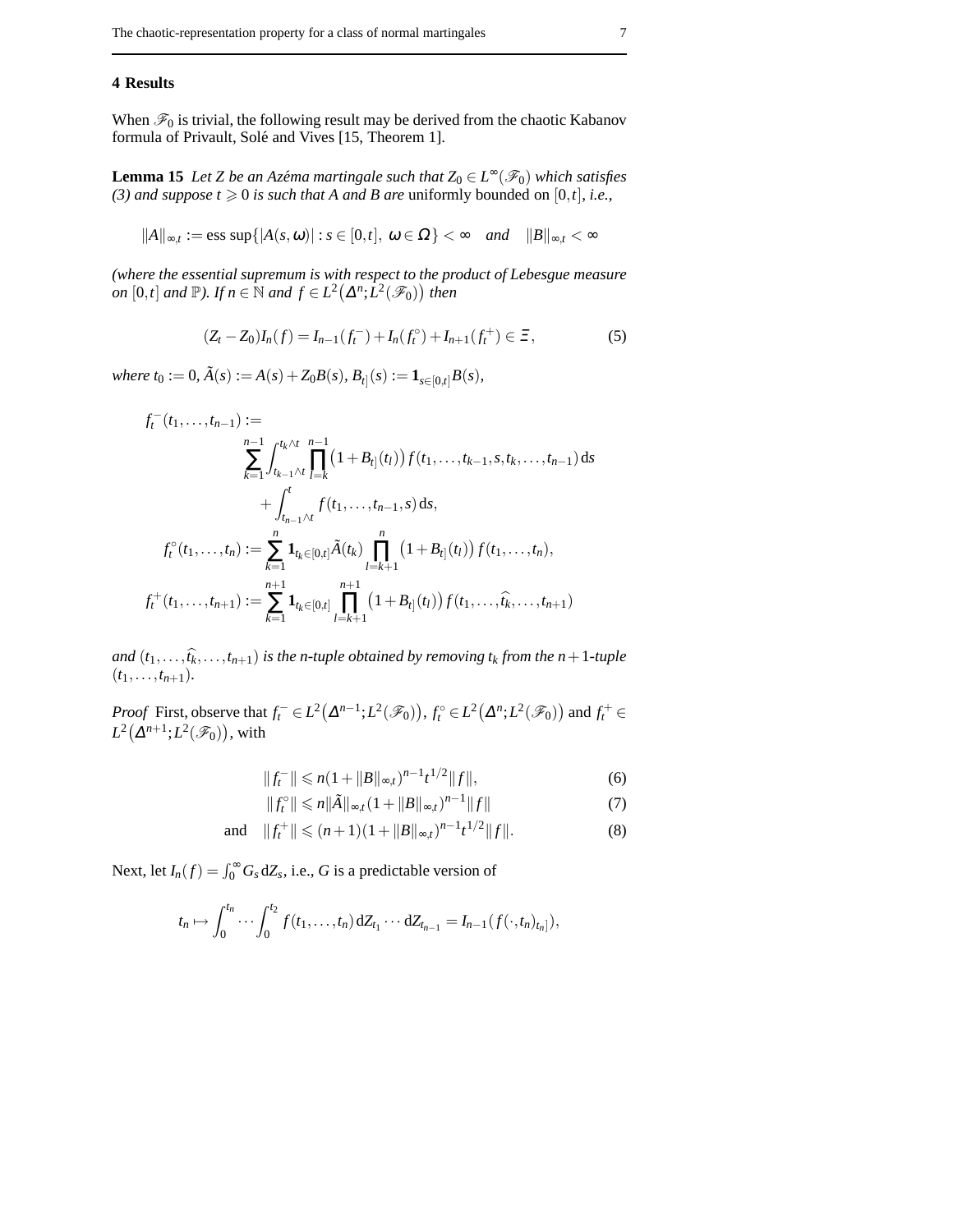## 4 Results

When $\mathscr{F}_0$ is trivial, the following result may be derived from the chaotic Kabanov formula of Privault, Solé and Vives [15, Theorem 1].

**Lemma 15** *Let $Z$ be an Azéma martingale such that $Z_0 \in L^\infty(\mathscr{F}_0)$ which satisfies (3) and suppose $t \geqslant 0$ is such that $A$ and $B$ are* uniformly bounded *on $[0,t]$, i.e.,*

$$\|A\|_{\infty,t} := \operatorname{ess\,sup}\{|A(s,\omega)| : s \in [0,t],\ \omega \in \Omega\} < \infty \quad \text{and} \quad \|B\|_{\infty,t} < \infty$$

*(where the essential supremum is with respect to the product of Lebesgue measure on $[0,t]$ and $\mathbb{P}$). If $n \in \mathbb{N}$ and $f \in L^2\big(\Delta^n; L^2(\mathscr{F}_0)\big)$ then*

$$(Z_t - Z_0) I_n(f) = I_{n-1}(f_t^-) + I_n(f_t^\circ) + I_{n+1}(f_t^+) \in \Xi, \tag{5}$$

*where $t_0 := 0$, $\tilde{A}(s) := A(s) + Z_0 B(s)$, $B_{t]}(s) := \mathbf{1}_{s \in [0,t]} B(s)$,*

$$\begin{aligned}
f_t^-(t_1,\ldots,t_{n-1}) :=& \\
&\sum_{k=1}^{n-1} \int_{t_{k-1}\wedge t}^{t_k \wedge t} \prod_{l=k}^{n-1} \big(1 + B_{t]}(t_l)\big) f(t_1,\ldots,t_{k-1},s,t_k,\ldots,t_{n-1})\,\mathrm{d}s \\
&\quad + \int_{t_{n-1}\wedge t}^{t} f(t_1,\ldots,t_{n-1},s)\,\mathrm{d}s, \\
f_t^\circ(t_1,\ldots,t_n) :=& \sum_{k=1}^{n} \mathbf{1}_{t_k \in [0,t]} \tilde{A}(t_k) \prod_{l=k+1}^{n} \big(1 + B_{t]}(t_l)\big) f(t_1,\ldots,t_n), \\
f_t^+(t_1,\ldots,t_{n+1}) :=& \sum_{k=1}^{n+1} \mathbf{1}_{t_k \in [0,t]} \prod_{l=k+1}^{n+1} \big(1 + B_{t]}(t_l)\big) f(t_1,\ldots,\widehat{t_k},\ldots,t_{n+1})
\end{aligned}$$

*and $(t_1,\ldots,\widehat{t_k},\ldots,t_{n+1})$ is the $n$-tuple obtained by removing $t_k$ from the $n+1$-tuple $(t_1,\ldots,t_{n+1})$.*

*Proof* First, observe that $f_t^- \in L^2\big(\Delta^{n-1}; L^2(\mathscr{F}_0)\big)$, $f_t^\circ \in L^2\big(\Delta^n; L^2(\mathscr{F}_0)\big)$ and $f_t^+ \in L^2\big(\Delta^{n+1}; L^2(\mathscr{F}_0)\big)$, with

$$\|f_t^-\| \leqslant n(1 + \|B\|_{\infty,t})^{n-1} t^{1/2} \|f\|, \tag{6}$$

$$\|f_t^\circ\| \leqslant n \|\tilde{A}\|_{\infty,t} (1 + \|B\|_{\infty,t})^{n-1} \|f\| \tag{7}$$

$$\text{and} \quad \|f_t^+\| \leqslant (n+1)(1 + \|B\|_{\infty,t})^{n-1} t^{1/2} \|f\|. \tag{8}$$

Next, let $I_n(f) = \int_0^\infty G_s \,\mathrm{d}Z_s$, i.e., $G$ is a predictable version of

$$t_n \mapsto \int_0^{t_n} \cdots \int_0^{t_2} f(t_1,\ldots,t_n)\,\mathrm{d}Z_{t_1} \cdots \mathrm{d}Z_{t_{n-1}} = I_{n-1}(f(\cdot,t_n)_{t_n]}),$$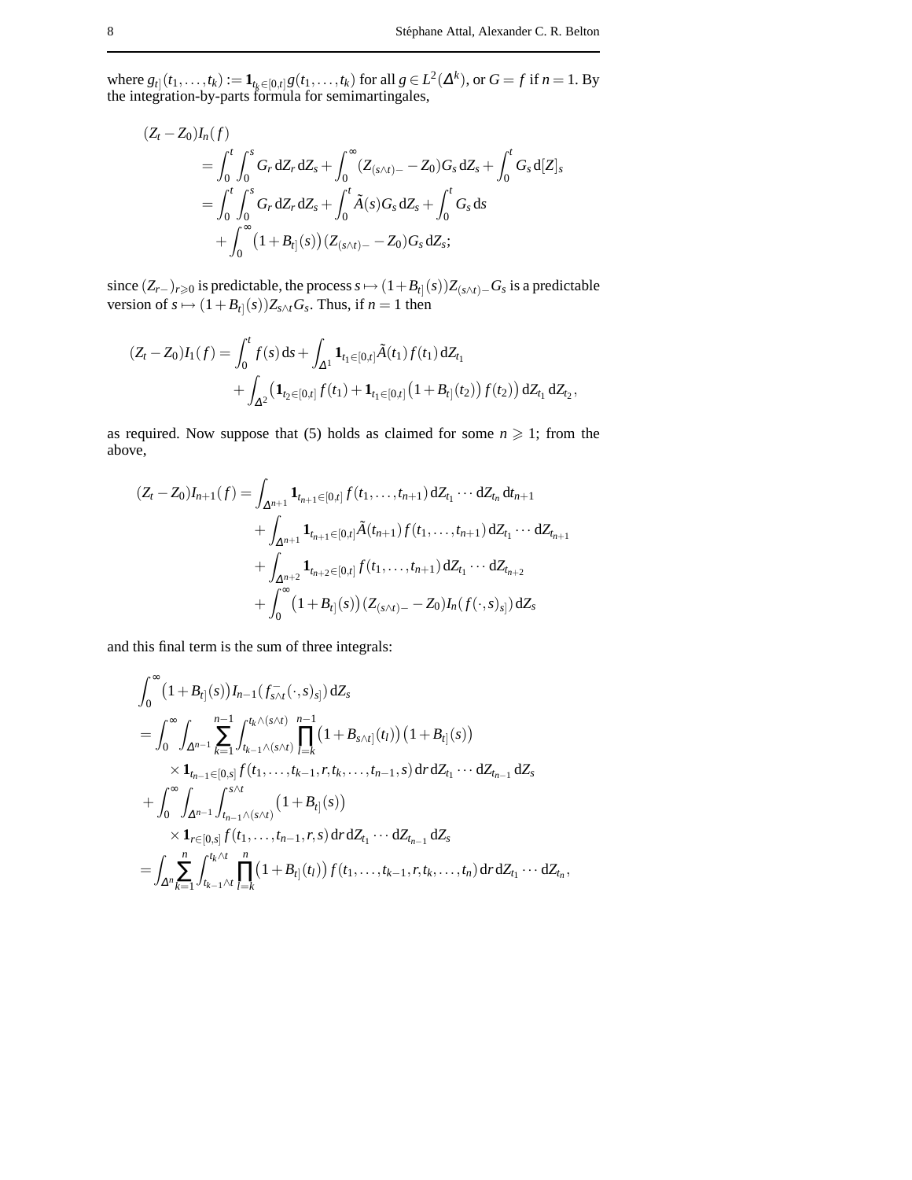where $g_{t]}(t_1,\ldots,t_k) := \mathbf{1}_{t_k\in[0,t]} g(t_1,\ldots,t_k)$ for all $g \in L^2(\Delta^k)$, or $G = f$ if $n = 1$. By the integration-by-parts formula for semimartingales,

$$
\begin{aligned}
(Z_t - Z_0) I_n(f) \\
&= \int_0^t \int_0^s G_r \,\mathrm{d}Z_r \,\mathrm{d}Z_s + \int_0^\infty (Z_{(s\wedge t)-} - Z_0) G_s \,\mathrm{d}Z_s + \int_0^t G_s \,\mathrm{d}[Z]_s \\
&= \int_0^t \int_0^s G_r \,\mathrm{d}Z_r \,\mathrm{d}Z_s + \int_0^t \tilde{A}(s) G_s \,\mathrm{d}Z_s + \int_0^t G_s \,\mathrm{d}s \\
&\quad + \int_0^\infty \big(1 + B_{t]}(s)\big)(Z_{(s\wedge t)-} - Z_0) G_s \,\mathrm{d}Z_s;
\end{aligned}
$$

since $(Z_{r-})_{r\geqslant 0}$ is predictable, the process $s \mapsto (1+B_{t]}(s))Z_{(s\wedge t)-}G_s$ is a predictable version of $s \mapsto (1+B_{t]}(s))Z_{s\wedge t}G_s$. Thus, if $n = 1$ then

$$
\begin{aligned}
(Z_t - Z_0) I_1(f) &= \int_0^t f(s)\,\mathrm{d}s + \int_{\Delta^1} \mathbf{1}_{t_1\in[0,t]} \tilde{A}(t_1) f(t_1) \,\mathrm{d}Z_{t_1} \\
&\quad + \int_{\Delta^2} \big(\mathbf{1}_{t_2\in[0,t]} f(t_1) + \mathbf{1}_{t_1\in[0,t]}\big(1 + B_{t]}(t_2)\big) f(t_2)\big) \,\mathrm{d}Z_{t_1}\,\mathrm{d}Z_{t_2},
\end{aligned}
$$

as required. Now suppose that (5) holds as claimed for some $n \geqslant 1$; from the above,

$$
\begin{aligned}
(Z_t - Z_0) I_{n+1}(f) &= \int_{\Delta^{n+1}} \mathbf{1}_{t_{n+1}\in[0,t]} f(t_1,\ldots,t_{n+1}) \,\mathrm{d}Z_{t_1}\cdots \mathrm{d}Z_{t_n}\,\mathrm{d}t_{n+1} \\
&\quad + \int_{\Delta^{n+1}} \mathbf{1}_{t_{n+1}\in[0,t]} \tilde{A}(t_{n+1}) f(t_1,\ldots,t_{n+1}) \,\mathrm{d}Z_{t_1}\cdots \mathrm{d}Z_{t_{n+1}} \\
&\quad + \int_{\Delta^{n+2}} \mathbf{1}_{t_{n+2}\in[0,t]} f(t_1,\ldots,t_{n+1}) \,\mathrm{d}Z_{t_1}\cdots \mathrm{d}Z_{t_{n+2}} \\
&\quad + \int_0^\infty \big(1 + B_{t]}(s)\big)(Z_{(s\wedge t)-} - Z_0) I_n\big(f(\cdot,s)_{s]}\big) \,\mathrm{d}Z_s
\end{aligned}
$$

and this final term is the sum of three integrals:

$$
\begin{aligned}
&\int_0^\infty \big(1 + B_{t]}(s)\big) I_{n-1}\big(f^-_{s\wedge t}(\cdot,s)_{s]}\big) \,\mathrm{d}Z_s \\
&= \int_0^\infty \int_{\Delta^{n-1}} \sum_{k=1}^{n-1} \int_{t_{k-1}\wedge(s\wedge t)}^{t_k\wedge(s\wedge t)} \prod_{l=k}^{n-1} \big(1 + B_{s\wedge t]}(t_l)\big)\big(1 + B_{t]}(s)\big) \\
&\qquad \times \mathbf{1}_{t_{n-1}\in[0,s]} f(t_1,\ldots,t_{k-1},r,t_k,\ldots,t_{n-1},s) \,\mathrm{d}r\,\mathrm{d}Z_{t_1}\cdots \mathrm{d}Z_{t_{n-1}}\,\mathrm{d}Z_s \\
&\quad + \int_0^\infty \int_{\Delta^{n-1}} \int_{t_{n-1}\wedge(s\wedge t)}^{s\wedge t} \big(1 + B_{t]}(s)\big) \\
&\qquad \times \mathbf{1}_{r\in[0,s]} f(t_1,\ldots,t_{n-1},r,s) \,\mathrm{d}r\,\mathrm{d}Z_{t_1}\cdots \mathrm{d}Z_{t_{n-1}}\,\mathrm{d}Z_s \\
&= \int_{\Delta^n} \sum_{k=1}^{n} \int_{t_{k-1}\wedge t}^{t_k\wedge t} \prod_{l=k}^{n} \big(1 + B_{t]}(t_l)\big) f(t_1,\ldots,t_{k-1},r,t_k,\ldots,t_n) \,\mathrm{d}r\,\mathrm{d}Z_{t_1}\cdots \mathrm{d}Z_{t_n},
\end{aligned}
$$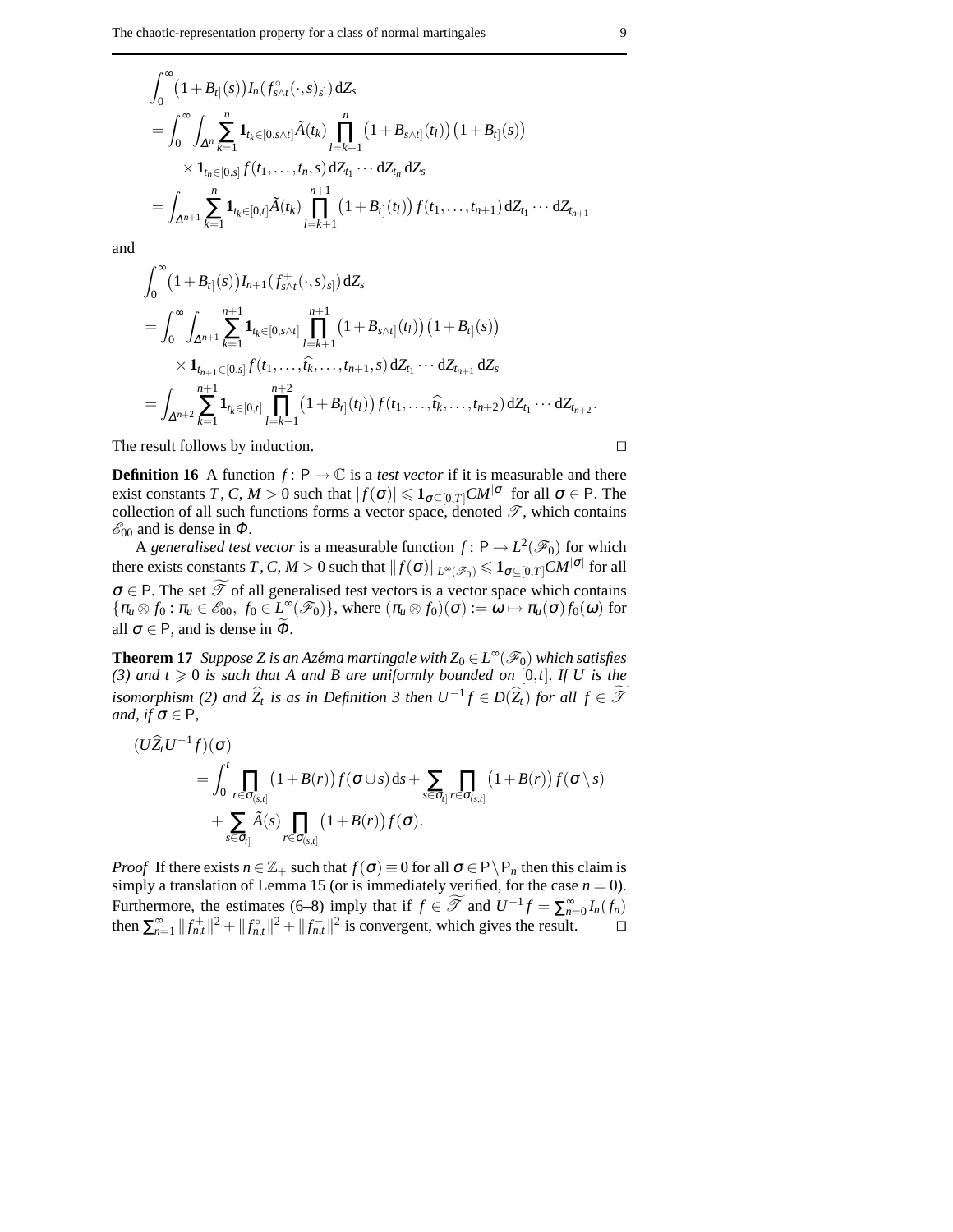$$
\begin{aligned}
&\int_0^\infty \bigl(1+B_{t]}(s)\bigr) I_n\bigl(f^\circ_{s\wedge t}(\cdot,s)_{s]}\bigr)\,\mathrm{d}Z_s \\
&= \int_0^\infty \int_{\Delta^n} \sum_{k=1}^n \mathbf{1}_{t_k\in[0,s\wedge t]} \tilde{A}(t_k) \prod_{l=k+1}^n \bigl(1+B_{s\wedge t]}(t_l)\bigr)\bigl(1+B_{t]}(s)\bigr) \\
&\qquad \times \mathbf{1}_{t_n\in[0,s]}\, f(t_1,\ldots,t_n,s)\,\mathrm{d}Z_{t_1}\cdots\mathrm{d}Z_{t_n}\,\mathrm{d}Z_s \\
&= \int_{\Delta^{n+1}} \sum_{k=1}^n \mathbf{1}_{t_k\in[0,t]} \tilde{A}(t_k) \prod_{l=k+1}^{n+1} \bigl(1+B_{t]}(t_l)\bigr) f(t_1,\ldots,t_{n+1})\,\mathrm{d}Z_{t_1}\cdots\mathrm{d}Z_{t_{n+1}}
\end{aligned}
$$

and

$$
\begin{aligned}
&\int_0^\infty \bigl(1+B_{t]}(s)\bigr) I_{n+1}\bigl(f^+_{s\wedge t}(\cdot,s)_{s]}\bigr)\,\mathrm{d}Z_s \\
&= \int_0^\infty \int_{\Delta^{n+1}} \sum_{k=1}^{n+1} \mathbf{1}_{t_k\in[0,s\wedge t]} \prod_{l=k+1}^{n+1} \bigl(1+B_{s\wedge t]}(t_l)\bigr)\bigl(1+B_{t]}(s)\bigr) \\
&\qquad \times \mathbf{1}_{t_{n+1}\in[0,s]}\, f(t_1,\ldots,\widehat{t_k},\ldots,t_{n+1},s)\,\mathrm{d}Z_{t_1}\cdots\mathrm{d}Z_{t_{n+1}}\,\mathrm{d}Z_s \\
&= \int_{\Delta^{n+2}} \sum_{k=1}^{n+1} \mathbf{1}_{t_k\in[0,t]} \prod_{l=k+1}^{n+2} \bigl(1+B_{t]}(t_l)\bigr) f(t_1,\ldots,\widehat{t_k},\ldots,t_{n+2})\,\mathrm{d}Z_{t_1}\cdots\mathrm{d}Z_{t_{n+2}}.
\end{aligned}
$$

The result follows by induction. $\square$

**Definition 16** A function $f\colon \mathsf{P}\to\mathbb{C}$ is a *test vector* if it is measurable and there exist constants $T$, $C$, $M>0$ such that $|f(\sigma)| \leqslant \mathbf{1}_{\sigma\subseteq[0,T]} CM^{|\sigma|}$ for all $\sigma\in\mathsf{P}$. The collection of all such functions forms a vector space, denoted $\mathscr{T}$, which contains $\mathscr{E}_{00}$ and is dense in $\Phi$.

A *generalised test vector* is a measurable function $f\colon \mathsf{P}\to L^2(\mathscr{F}_0)$ for which there exists constants $T$, $C$, $M>0$ such that $\|f(\sigma)\|_{L^\infty(\mathscr{F}_0)} \leqslant \mathbf{1}_{\sigma\subseteq[0,T]} CM^{|\sigma|}$ for all $\sigma\in\mathsf{P}$. The set $\widetilde{\mathscr{T}}$ of all generalised test vectors is a vector space which contains $\{\pi_u\otimes f_0 : \pi_u\in\mathscr{E}_{00},\ f_0\in L^\infty(\mathscr{F}_0)\}$, where $(\pi_u\otimes f_0)(\sigma) := \omega\mapsto \pi_u(\sigma) f_0(\omega)$ for all $\sigma\in\mathsf{P}$, and is dense in $\widetilde{\Phi}$.

**Theorem 17** *Suppose $Z$ is an Azéma martingale with $Z_0\in L^\infty(\mathscr{F}_0)$ which satisfies (3) and $t\geqslant 0$ is such that $A$ and $B$ are uniformly bounded on $[0,t]$. If $U$ is the isomorphism (2) and $\widehat{Z}_t$ is as in Definition 3 then $U^{-1}f\in D(\widehat{Z}_t)$ for all $f\in\widetilde{\mathscr{T}}$ and, if $\sigma\in\mathsf{P}$,*

$$
\begin{aligned}
(U\widehat{Z}_t U^{-1} f)(\sigma) &= \int_0^t \prod_{r\in\sigma_{(s,t]}} \bigl(1+B(r)\bigr) f(\sigma\cup s)\,\mathrm{d}s + \sum_{s\in\sigma_{t]}} \prod_{r\in\sigma_{(s,t]}} \bigl(1+B(r)\bigr) f(\sigma\setminus s) \\
&\quad + \sum_{s\in\sigma_{t]}} \tilde{A}(s) \prod_{r\in\sigma_{(s,t]}} \bigl(1+B(r)\bigr) f(\sigma).
\end{aligned}
$$

*Proof* If there exists $n\in\mathbb{Z}_+$ such that $f(\sigma)\equiv 0$ for all $\sigma\in\mathsf{P}\setminus\mathsf{P}_n$ then this claim is simply a translation of Lemma 15 (or is immediately verified, for the case $n=0$). Furthermore, the estimates (6–8) imply that if $f\in\widetilde{\mathscr{T}}$ and $U^{-1}f=\sum_{n=0}^\infty I_n(f_n)$ then $\sum_{n=1}^\infty \|f^+_{n,t}\|^2 + \|f^\circ_{n,t}\|^2 + \|f^-_{n,t}\|^2$ is convergent, which gives the result. $\square$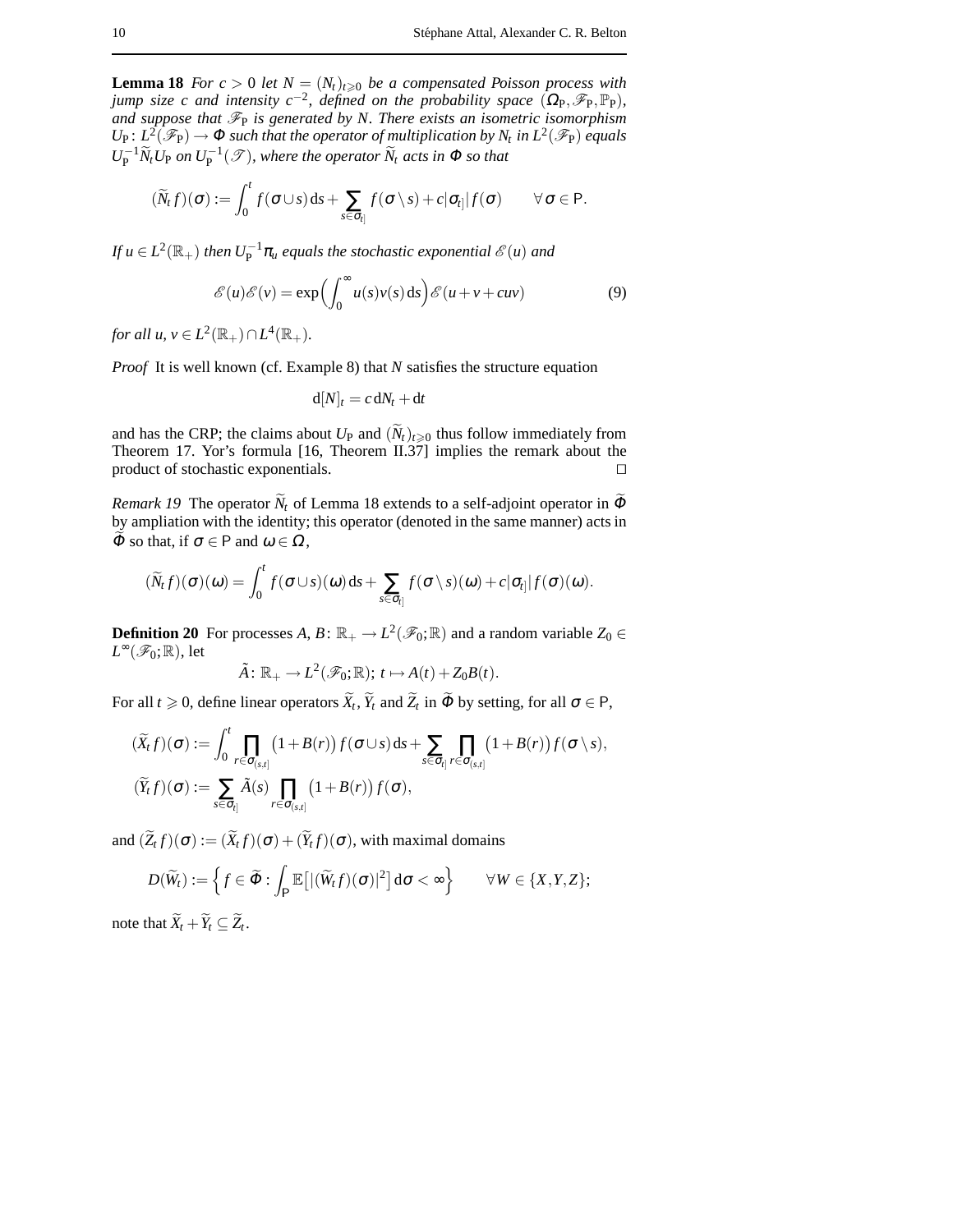**Lemma 18** *For $c > 0$ let $N = (N_t)_{t \geqslant 0}$ be a compensated Poisson process with jump size $c$ and intensity $c^{-2}$, defined on the probability space $(\Omega_{\mathrm{P}}, \mathscr{F}_{\mathrm{P}}, \mathbb{P}_{\mathrm{P}})$, and suppose that $\mathscr{F}_{\mathrm{P}}$ is generated by $N$. There exists an isometric isomorphism $U_{\mathrm{P}}\colon L^2(\mathscr{F}_{\mathrm{P}}) \to \Phi$ such that the operator of multiplication by $N_t$ in $L^2(\mathscr{F}_{\mathrm{P}})$ equals $U_{\mathrm{P}}^{-1} \widetilde{N}_t U_{\mathrm{P}}$ on $U_{\mathrm{P}}^{-1}(\mathscr{T})$, where the operator $\widetilde{N}_t$ acts in $\Phi$ so that*

$$(\widetilde{N}_t f)(\sigma) := \int_0^t f(\sigma \cup s)\,\mathrm{d}s + \sum_{s \in \sigma_{t]}} f(\sigma \setminus s) + c|\sigma_{t]}|\, f(\sigma) \qquad \forall\, \sigma \in \mathsf{P}.$$

*If $u \in L^2(\mathbb{R}_+)$ then $U_{\mathrm{P}}^{-1} \pi_u$ equals the stochastic exponential $\mathscr{E}(u)$ and*

$$\mathscr{E}(u)\mathscr{E}(v) = \exp\Big(\int_0^\infty u(s)v(s)\,\mathrm{d}s\Big)\mathscr{E}(u + v + cuv) \tag{9}$$

*for all $u, v \in L^2(\mathbb{R}_+) \cap L^4(\mathbb{R}_+)$.*

*Proof* It is well known (cf. Example 8) that $N$ satisfies the structure equation

$$\mathrm{d}[N]_t = c\,\mathrm{d}N_t + \mathrm{d}t$$

and has the CRP; the claims about $U_{\mathrm{P}}$ and $(\widetilde{N}_t)_{t \geqslant 0}$ thus follow immediately from Theorem 17. Yor's formula [16, Theorem II.37] implies the remark about the product of stochastic exponentials. $\square$

*Remark 19* The operator $\widetilde{N}_t$ of Lemma 18 extends to a self-adjoint operator in $\widetilde{\Phi}$ by ampliation with the identity; this operator (denoted in the same manner) acts in $\widetilde{\Phi}$ so that, if $\sigma \in \mathsf{P}$ and $\omega \in \Omega$,

$$(\widetilde{N}_t f)(\sigma)(\omega) = \int_0^t f(\sigma \cup s)(\omega)\,\mathrm{d}s + \sum_{s \in \sigma_{t]}} f(\sigma \setminus s)(\omega) + c|\sigma_{t]}|\, f(\sigma)(\omega).$$

**Definition 20** For processes $A, B\colon \mathbb{R}_+ \to L^2(\mathscr{F}_0; \mathbb{R})$ and a random variable $Z_0 \in L^\infty(\mathscr{F}_0; \mathbb{R})$, let

$$\tilde{A}\colon \mathbb{R}_+ \to L^2(\mathscr{F}_0; \mathbb{R});\ t \mapsto A(t) + Z_0 B(t).$$

For all $t \geqslant 0$, define linear operators $\widetilde{X}_t$, $\widetilde{Y}_t$ and $\widetilde{Z}_t$ in $\widetilde{\Phi}$ by setting, for all $\sigma \in \mathsf{P}$,

$$(\widetilde{X}_t f)(\sigma) := \int_0^t \prod_{r \in \sigma_{(s,t]}} \big(1 + B(r)\big) f(\sigma \cup s)\,\mathrm{d}s + \sum_{s \in \sigma_{t]}} \prod_{r \in \sigma_{(s,t]}} \big(1 + B(r)\big) f(\sigma \setminus s),$$

$$(\widetilde{Y}_t f)(\sigma) := \sum_{s \in \sigma_{t]}} \tilde{A}(s) \prod_{r \in \sigma_{(s,t]}} \big(1 + B(r)\big) f(\sigma),$$

and $(\widetilde{Z}_t f)(\sigma) := (\widetilde{X}_t f)(\sigma) + (\widetilde{Y}_t f)(\sigma)$, with maximal domains

$$D(\widetilde{W}_t) := \Big\{ f \in \widetilde{\Phi} : \int_{\mathsf{P}} \mathbb{E}\big[|(\widetilde{W}_t f)(\sigma)|^2\big]\,\mathrm{d}\sigma < \infty \Big\} \qquad \forall\, W \in \{X, Y, Z\};$$

note that $\widetilde{X}_t + \widetilde{Y}_t \subseteq \widetilde{Z}_t$.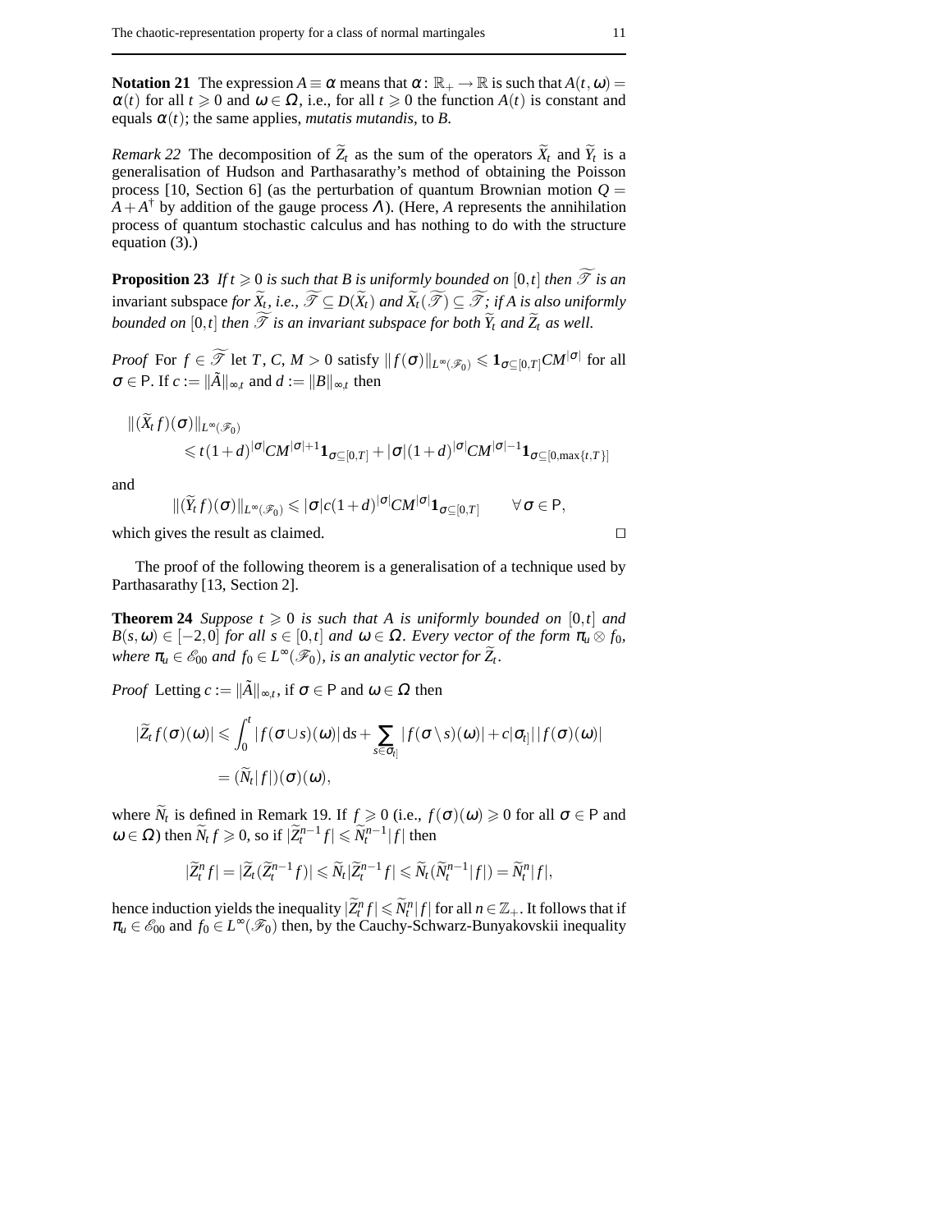**Notation 21** The expression $A \equiv \alpha$ means that $\alpha\colon \mathbb{R}_+ \to \mathbb{R}$ is such that $A(t,\omega) = \alpha(t)$ for all $t \geqslant 0$ and $\omega \in \Omega$, i.e., for all $t \geqslant 0$ the function $A(t)$ is constant and equals $\alpha(t)$; the same applies, *mutatis mutandis*, to $B$.

*Remark 22* The decomposition of $\widetilde{Z}_t$ as the sum of the operators $\widetilde{X}_t$ and $\widetilde{Y}_t$ is a generalisation of Hudson and Parthasarathy's method of obtaining the Poisson process [10, Section 6] (as the perturbation of quantum Brownian motion $Q = A + A^\dagger$ by addition of the gauge process $\Lambda$). (Here, $A$ represents the annihilation process of quantum stochastic calculus and has nothing to do with the structure equation (3).)

**Proposition 23** *If $t \geqslant 0$ is such that $B$ is uniformly bounded on $[0,t]$ then $\widetilde{\mathscr{T}}$ is an* invariant subspace *for $\widetilde{X}_t$, i.e., $\widetilde{\mathscr{T}} \subseteq D(\widetilde{X}_t)$ and $\widetilde{X}_t(\widetilde{\mathscr{T}}) \subseteq \widetilde{\mathscr{T}}$; if $A$ is also uniformly bounded on $[0,t]$ then $\widetilde{\mathscr{T}}$ is an invariant subspace for both $\widetilde{Y}_t$ and $\widetilde{Z}_t$ as well.*

*Proof* For $f \in \widetilde{\mathscr{T}}$ let $T$, $C$, $M > 0$ satisfy $\|f(\sigma)\|_{L^\infty(\mathscr{F}_0)} \leqslant \mathbf{1}_{\sigma \subseteq [0,T]} C M^{|\sigma|}$ for all $\sigma \in \mathsf{P}$. If $c := \|\tilde{A}\|_{\infty,t}$ and $d := \|B\|_{\infty,t}$ then

$$
\begin{aligned}
&\|(\widetilde{X}_t f)(\sigma)\|_{L^\infty(\mathscr{F}_0)} \\
&\qquad \leqslant t(1+d)^{|\sigma|} C M^{|\sigma|+1} \mathbf{1}_{\sigma \subseteq [0,T]} + |\sigma|(1+d)^{|\sigma|} C M^{|\sigma|-1} \mathbf{1}_{\sigma \subseteq [0,\max\{t,T\}]}
\end{aligned}
$$

and

$$
\|(\widetilde{Y}_t f)(\sigma)\|_{L^\infty(\mathscr{F}_0)} \leqslant |\sigma| c (1+d)^{|\sigma|} C M^{|\sigma|} \mathbf{1}_{\sigma \subseteq [0,T]} \qquad \forall\, \sigma \in \mathsf{P},
$$

which gives the result as claimed. $\square$

The proof of the following theorem is a generalisation of a technique used by Parthasarathy [13, Section 2].

**Theorem 24** *Suppose $t \geqslant 0$ is such that $A$ is uniformly bounded on $[0,t]$ and $B(s,\omega) \in [-2,0]$ for all $s \in [0,t]$ and $\omega \in \Omega$. Every vector of the form $\pi_u \otimes f_0$, where $\pi_u \in \mathscr{E}_{00}$ and $f_0 \in L^\infty(\mathscr{F}_0)$, is an analytic vector for $\widetilde{Z}_t$.*

*Proof* Letting $c := \|\tilde{A}\|_{\infty,t}$, if $\sigma \in \mathsf{P}$ and $\omega \in \Omega$ then

$$
\begin{aligned}
|\widetilde{Z}_t f(\sigma)(\omega)| &\leqslant \int_0^t |f(\sigma \cup s)(\omega)| \,\mathrm{d}s + \sum_{s \in \sigma_{t]}} |f(\sigma \setminus s)(\omega)| + c|\sigma_{t]}|\,|f(\sigma)(\omega)| \\
&= (\widetilde{N}_t |f|)(\sigma)(\omega),
\end{aligned}
$$

where $\widetilde{N}_t$ is defined in Remark 19. If $f \geqslant 0$ (i.e., $f(\sigma)(\omega) \geqslant 0$ for all $\sigma \in \mathsf{P}$ and $\omega \in \Omega$) then $\widetilde{N}_t f \geqslant 0$, so if $|\widetilde{Z}_t^{n-1} f| \leqslant \widetilde{N}_t^{n-1} |f|$ then

$$
|\widetilde{Z}_t^n f| = |\widetilde{Z}_t(\widetilde{Z}_t^{n-1} f)| \leqslant \widetilde{N}_t |\widetilde{Z}_t^{n-1} f| \leqslant \widetilde{N}_t(\widetilde{N}_t^{n-1}|f|) = \widetilde{N}_t^n |f|,
$$

hence induction yields the inequality $|\widetilde{Z}_t^n f| \leqslant \widetilde{N}_t^n |f|$ for all $n \in \mathbb{Z}_+$. It follows that if $\pi_u \in \mathscr{E}_{00}$ and $f_0 \in L^\infty(\mathscr{F}_0)$ then, by the Cauchy-Schwarz-Bunyakovskii inequality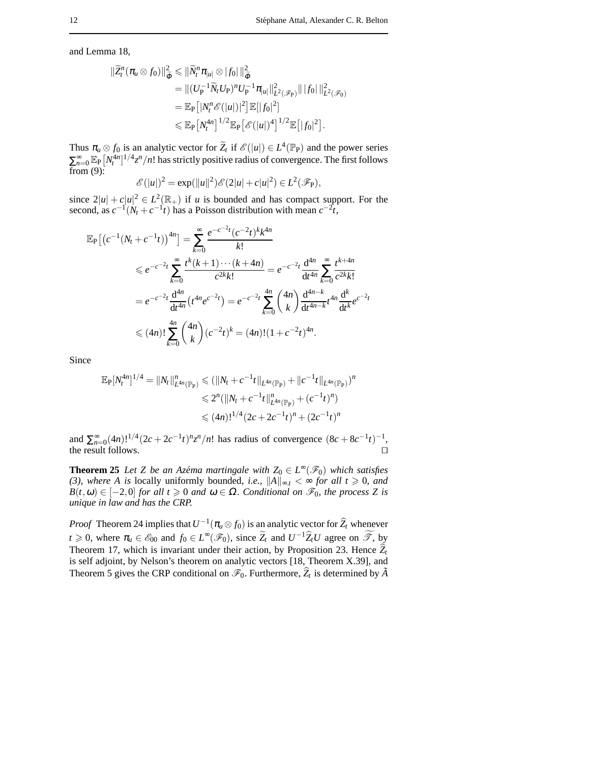and Lemma 18,

$$
\begin{aligned}
\|\widetilde{Z}_t^n(\pi_u \otimes f_0)\|_{\Phi}^2 &\leqslant \|\widetilde{N}_t^n \pi_{|u|} \otimes |f_0|\,\|_{\Phi}^2 \\
&= \|(U_{\mathrm{P}}^{-1}\widetilde{N}_t U_{\mathrm{P}})^n U_{\mathrm{P}}^{-1}\pi_{|u|}\|_{L^2(\mathscr{F}_{\mathrm{P}})}^2 \|\,|f_0|\,\|_{L^2(\mathscr{F}_0)}^2 \\
&= \mathbb{E}_{\mathrm{P}}\big[|N_t^n \mathscr{E}(|u|)|^2\big]\mathbb{E}[|f_0|^2] \\
&\leqslant \mathbb{E}_{\mathrm{P}}\big[N_t^{4n}\big]^{1/2}\mathbb{E}_{\mathrm{P}}\big[\mathscr{E}(|u|)^4\big]^{1/2}\mathbb{E}\big[|f_0|^2\big].
\end{aligned}
$$

Thus $\pi_u \otimes f_0$ is an analytic vector for $\widetilde{Z}_t$ if $\mathscr{E}(|u|) \in L^4(\mathbb{P}_{\mathrm{P}})$ and the power series $\sum_{n=0}^{\infty} \mathbb{E}_{\mathrm{P}}\big[N_t^{4n}\big]^{1/4} z^n/n!$ has strictly positive radius of convergence. The first follows from (9):

$$
\mathscr{E}(|u|)^2 = \exp(\|u\|^2)\mathscr{E}(2|u| + c|u|^2) \in L^2(\mathscr{F}_{\mathrm{P}}),
$$

since $2|u| + c|u|^2 \in L^2(\mathbb{R}_+)$ if $u$ is bounded and has compact support. For the second, as $c^{-1}(N_t + c^{-1}t)$ has a Poisson distribution with mean $c^{-2}t$,

$$
\begin{aligned}
\mathbb{E}_{\mathrm{P}}\big[\big(c^{-1}(N_t + c^{-1}t)\big)^{4n}\big] &= \sum_{k=0}^{\infty} \frac{e^{-c^{-2}t}(c^{-2}t)^k k^{4n}}{k!} \\
&\leqslant e^{-c^{-2}t} \sum_{k=0}^{\infty} \frac{t^k (k+1)\cdots(k+4n)}{c^{2k} k!} = e^{-c^{-2}t} \frac{\mathrm{d}^{4n}}{\mathrm{d}t^{4n}} \sum_{k=0}^{\infty} \frac{t^{k+4n}}{c^{2k} k!} \\
&= e^{-c^{-2}t} \frac{\mathrm{d}^{4n}}{\mathrm{d}t^{4n}} \big(t^{4n} e^{c^{-2}t}\big) = e^{-c^{-2}t} \sum_{k=0}^{4n} \binom{4n}{k} \frac{\mathrm{d}^{4n-k}}{\mathrm{d}t^{4n-k}} t^{4n} \frac{\mathrm{d}^k}{\mathrm{d}t^k} e^{c^{-2}t} \\
&\leqslant (4n)! \sum_{k=0}^{4n} \binom{4n}{k} (c^{-2}t)^k = (4n)!(1 + c^{-2}t)^{4n}.
\end{aligned}
$$

Since

$$
\begin{aligned}
\mathbb{E}_{\mathrm{P}}[N_t^{4n}]^{1/4} = \|N_t\|_{L^{4n}(\mathbb{P}_{\mathrm{P}})}^n &\leqslant (\|N_t + c^{-1}t\|_{L^{4n}(\mathbb{P}_{\mathrm{P}})} + \|c^{-1}t\|_{L^{4n}(\mathbb{P}_{\mathrm{P}})})^n \\
&\leqslant 2^n (\|N_t + c^{-1}t\|_{L^{4n}(\mathbb{P}_{\mathrm{P}})}^n + (c^{-1}t)^n) \\
&\leqslant (4n)!^{1/4}(2c + 2c^{-1}t)^n + (2c^{-1}t)^n
\end{aligned}
$$

and $\sum_{n=0}^{\infty} (4n)!^{1/4}(2c + 2c^{-1}t)^n z^n/n!$ has radius of convergence $(8c + 8c^{-1}t)^{-1}$, the result follows. □

**Theorem 25** *Let $Z$ be an Azéma martingale with $Z_0 \in L^\infty(\mathscr{F}_0)$ which satisfies (3), where $A$ is* locally uniformly bounded, *i.e., $\|A\|_{\infty,t} < \infty$ for all $t \geqslant 0$, and $B(t,\omega) \in [-2,0]$ for all $t \geqslant 0$ and $\omega \in \Omega$. Conditional on $\mathscr{F}_0$, the process $Z$ is unique in law and has the CRP.*

*Proof* Theorem 24 implies that $U^{-1}(\pi_u \otimes f_0)$ is an analytic vector for $\widehat{Z}_t$ whenever $t \geqslant 0$, where $\pi_u \in \mathscr{E}_{00}$ and $f_0 \in L^\infty(\mathscr{F}_0)$, since $\widetilde{Z}_t$ and $U^{-1}\widehat{Z}_t U$ agree on $\widetilde{\mathscr{T}}$, by Theorem 17, which is invariant under their action, by Proposition 23. Hence $\widehat{Z}_t$ is self adjoint, by Nelson's theorem on analytic vectors [18, Theorem X.39], and Theorem 5 gives the CRP conditional on $\mathscr{F}_0$. Furthermore, $\widehat{Z}_t$ is determined by $\tilde{A}$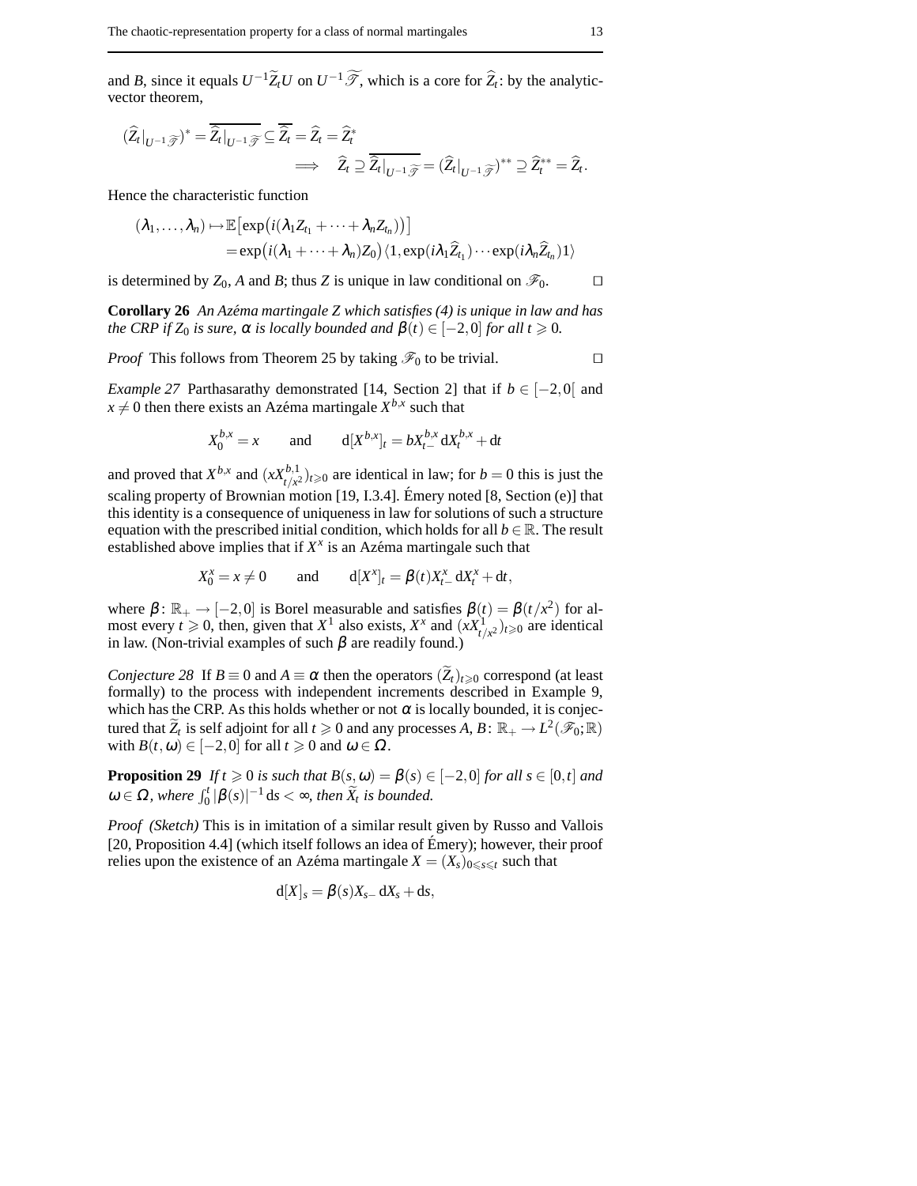and $B$, since it equals $U^{-1}\widetilde{Z}_t U$ on $U^{-1}\widetilde{\mathscr{T}}$, which is a core for $\widehat{Z}_t$: by the analytic-vector theorem,

$$(\widehat{Z}_t|_{U^{-1}\widetilde{\mathscr{T}}})^* = \overline{\widehat{Z}_t|_{U^{-1}\widetilde{\mathscr{T}}}} \subseteq \overline{\widehat{Z}_t} = \widehat{Z}_t = \widehat{Z}_t^*$$
$$\implies \quad \widehat{Z}_t \supseteq \overline{\widehat{Z}_t|_{U^{-1}\widetilde{\mathscr{T}}}} = (\widehat{Z}_t|_{U^{-1}\widetilde{\mathscr{T}}})^{**} \supseteq \widehat{Z}_t^{**} = \widehat{Z}_t.$$

Hence the characteristic function

$$(\lambda_1,\ldots,\lambda_n) \mapsto \mathbb{E}\big[\exp\big(i(\lambda_1 Z_{t_1} + \cdots + \lambda_n Z_{t_n})\big)\big]$$
$$= \exp\big(i(\lambda_1 + \cdots + \lambda_n)Z_0\big)\langle 1, \exp(i\lambda_1 \widehat{Z}_{t_1})\cdots\exp(i\lambda_n \widehat{Z}_{t_n})1\rangle$$

is determined by $Z_0$, $A$ and $B$; thus $Z$ is unique in law conditional on $\mathscr{F}_0$. □

**Corollary 26** *An Azéma martingale $Z$ which satisfies (4) is unique in law and has the CRP if $Z_0$ is sure, $\alpha$ is locally bounded and $\beta(t) \in [-2,0]$ for all $t \geqslant 0$.*

*Proof* This follows from Theorem 25 by taking $\mathscr{F}_0$ to be trivial. □

*Example 27* Parthasarathy demonstrated [14, Section 2] that if $b \in [-2,0[$ and $x \neq 0$ then there exists an Azéma martingale $X^{b,x}$ such that

$$X_0^{b,x} = x \qquad \text{and} \qquad \mathrm{d}[X^{b,x}]_t = bX_{t-}^{b,x}\,\mathrm{d}X_t^{b,x} + \mathrm{d}t$$

and proved that $X^{b,x}$ and $(xX_{t/x^2}^{b,1})_{t\geqslant 0}$ are identical in law; for $b = 0$ this is just the scaling property of Brownian motion [19, I.3.4]. Émery noted [8, Section (e)] that this identity is a consequence of uniqueness in law for solutions of such a structure equation with the prescribed initial condition, which holds for all $b \in \mathbb{R}$. The result established above implies that if $X^x$ is an Azéma martingale such that

$$X_0^x = x \neq 0 \qquad \text{and} \qquad \mathrm{d}[X^x]_t = \beta(t)X_{t-}^x\,\mathrm{d}X_t^x + \mathrm{d}t,$$

where $\beta\colon \mathbb{R}_+ \to [-2,0]$ is Borel measurable and satisfies $\beta(t) = \beta(t/x^2)$ for almost every $t \geqslant 0$, then, given that $X^1$ also exists, $X^x$ and $(xX_{t/x^2}^1)_{t\geqslant 0}$ are identical in law. (Non-trivial examples of such $\beta$ are readily found.)

*Conjecture 28* If $B \equiv 0$ and $A \equiv \alpha$ then the operators $(\widetilde{Z}_t)_{t\geqslant 0}$ correspond (at least formally) to the process with independent increments described in Example 9, which has the CRP. As this holds whether or not $\alpha$ is locally bounded, it is conjectured that $\widetilde{Z}_t$ is self adjoint for all $t \geqslant 0$ and any processes $A, B\colon \mathbb{R}_+ \to L^2(\mathscr{F}_0;\mathbb{R})$ with $B(t,\omega) \in [-2,0]$ for all $t \geqslant 0$ and $\omega \in \Omega$.

**Proposition 29** *If $t \geqslant 0$ is such that $B(s,\omega) = \beta(s) \in [-2,0]$ for all $s \in [0,t]$ and $\omega \in \Omega$, where $\int_0^t |\beta(s)|^{-1}\,\mathrm{d}s < \infty$, then $\widetilde{Z}_t$ is bounded.*

*Proof (Sketch)* This is in imitation of a similar result given by Russo and Vallois [20, Proposition 4.4] (which itself follows an idea of Émery); however, their proof relies upon the existence of an Azéma martingale $X = (X_s)_{0\leqslant s\leqslant t}$ such that

$$\mathrm{d}[X]_s = \beta(s)X_{s-}\,\mathrm{d}X_s + \mathrm{d}s,$$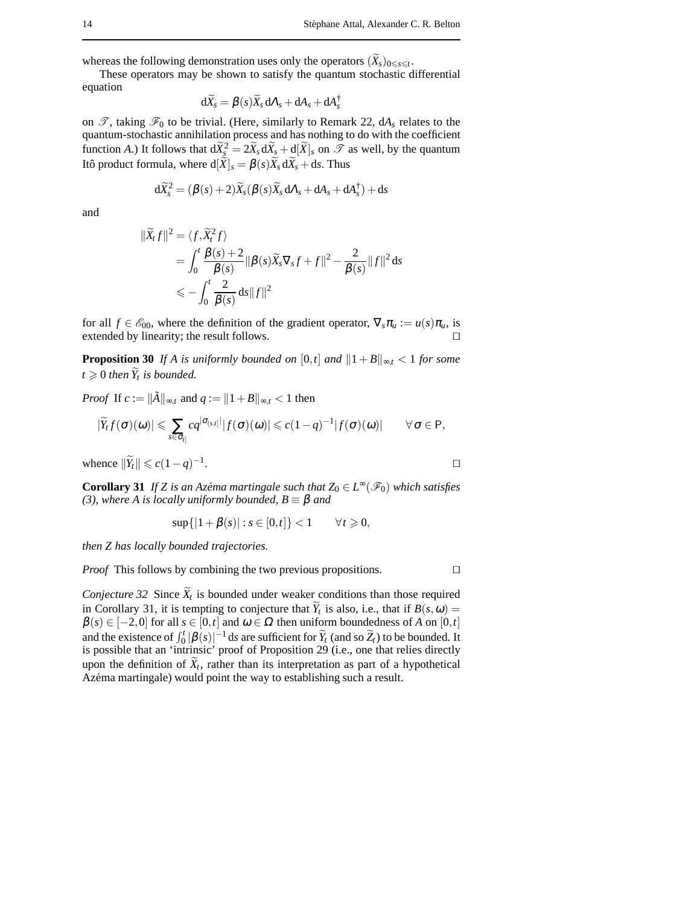whereas the following demonstration uses only the operators $(\widetilde{X}_s)_{0\leqslant s\leqslant t}$.

These operators may be shown to satisfy the quantum stochastic differential equation

$$\mathrm{d}\widetilde{X}_s = \beta(s)\widetilde{X}_s\,\mathrm{d}\Lambda_s + \mathrm{d}A_s + \mathrm{d}A_s^\dagger$$

on $\mathscr{T}$, taking $\mathscr{F}_0$ to be trivial. (Here, similarly to Remark 22, $\mathrm{d}A_s$ relates to the quantum-stochastic annihilation process and has nothing to do with the coefficient function $A$.) It follows that $\mathrm{d}\widetilde{X}_s^2 = 2\widetilde{X}_s\,\mathrm{d}\widetilde{X}_s + \mathrm{d}[\widetilde{X}]_s$ on $\mathscr{T}$ as well, by the quantum Itô product formula, where $\mathrm{d}[\widetilde{X}]_s = \beta(s)\widetilde{X}_s\,\mathrm{d}\widetilde{X}_s + \mathrm{d}s$. Thus

$$\mathrm{d}\widetilde{X}_s^2 = (\beta(s)+2)\widetilde{X}_s(\beta(s)\widetilde{X}_s\,\mathrm{d}\Lambda_s + \mathrm{d}A_s + \mathrm{d}A_s^\dagger) + \mathrm{d}s$$

and

$$\begin{aligned}
\|\widetilde{X}_t f\|^2 &= \langle f, \widetilde{X}_t^2 f\rangle \\
&= \int_0^t \frac{\beta(s)+2}{\beta(s)}\|\beta(s)\widetilde{X}_s\nabla_s f + f\|^2 - \frac{2}{\beta(s)}\|f\|^2\,\mathrm{d}s \\
&\leqslant -\int_0^t \frac{2}{\beta(s)}\,\mathrm{d}s\|f\|^2
\end{aligned}$$

for all $f\in\mathscr{E}_{00}$, where the definition of the gradient operator, $\nabla_s \pi_u := u(s)\pi_u$, is extended by linearity; the result follows. □

**Proposition 30** *If $A$ is uniformly bounded on $[0,t]$ and $\|1+B\|_{\infty,t} < 1$ for some $t\geqslant 0$ then $\widetilde{Y}_t$ is bounded.*

*Proof* If $c := \|\tilde{A}\|_{\infty,t}$ and $q := \|1+B\|_{\infty,t} < 1$ then

$$|\widetilde{Y}_t f(\sigma)(\omega)| \leqslant \sum_{s\in\sigma_{t)}} c q^{|\sigma_{(s,t]}|}|f(\sigma)(\omega)| \leqslant c(1-q)^{-1}|f(\sigma)(\omega)| \qquad \forall\,\sigma\in\mathsf{P},$$

whence $\|\widetilde{Y}_t\| \leqslant c(1-q)^{-1}$. □

**Corollary 31** *If $Z$ is an Azéma martingale such that $Z_0\in L^\infty(\mathscr{F}_0)$ which satisfies (3), where $A$ is locally uniformly bounded, $B\equiv\beta$ and*

$$\sup\{|1+\beta(s)| : s\in[0,t]\} < 1 \qquad \forall\, t\geqslant 0,$$

*then $Z$ has locally bounded trajectories.*

*Proof* This follows by combining the two previous propositions. □

*Conjecture 32* Since $\widetilde{X}_t$ is bounded under weaker conditions than those required in Corollary 31, it is tempting to conjecture that $\widetilde{Y}_t$ is also, i.e., that if $B(s,\omega) = \beta(s)\in[-2,0]$ for all $s\in[0,t]$ and $\omega\in\Omega$ then uniform boundedness of $A$ on $[0,t]$ and the existence of $\int_0^t|\beta(s)|^{-1}\,\mathrm{d}s$ are sufficient for $\widetilde{Y}_t$ (and so $\widetilde{Z}_t$) to be bounded. It is possible that an 'intrinsic' proof of Proposition 29 (i.e., one that relies directly upon the definition of $\widetilde{X}_t$, rather than its interpretation as part of a hypothetical Azéma martingale) would point the way to establishing such a result.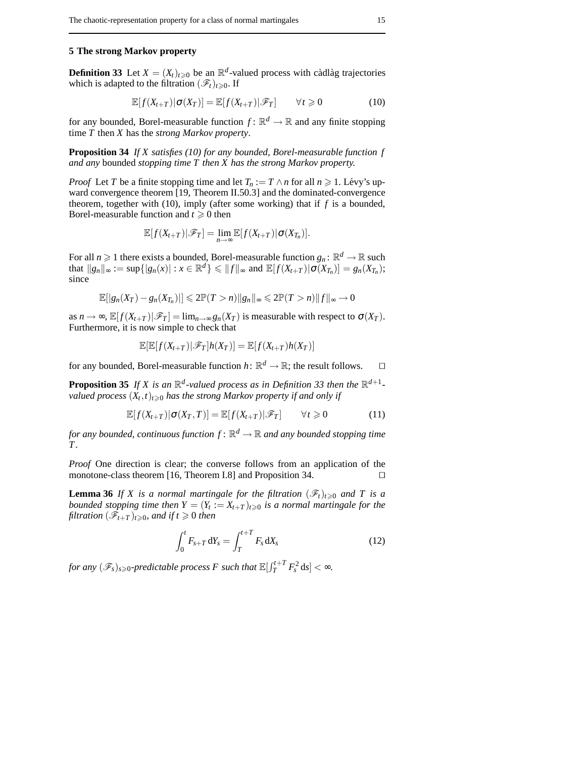## 5 The strong Markov property

**Definition 33** Let $X = (X_t)_{t \geqslant 0}$ be an $\mathbb{R}^d$-valued process with càdlàg trajectories which is adapted to the filtration $(\mathscr{F}_t)_{t \geqslant 0}$. If

$$\mathbb{E}[f(X_{t+T})|\sigma(X_T)] = \mathbb{E}[f(X_{t+T})|\mathscr{F}_T] \qquad \forall t \geqslant 0 \tag{10}$$

for any bounded, Borel-measurable function $f\colon \mathbb{R}^d \to \mathbb{R}$ and any finite stopping time $T$ then $X$ has the *strong Markov property*.

**Proposition 34** *If $X$ satisfies (10) for any bounded, Borel-measurable function $f$ and any* bounded *stopping time $T$ then $X$ has the strong Markov property.*

*Proof* Let $T$ be a finite stopping time and let $T_n := T \wedge n$ for all $n \geqslant 1$. Lévy's upward convergence theorem [19, Theorem II.50.3] and the dominated-convergence theorem, together with (10), imply (after some working) that if $f$ is a bounded, Borel-measurable function and $t \geqslant 0$ then

$$\mathbb{E}[f(X_{t+T})|\mathscr{F}_T] = \lim_{n\to\infty} \mathbb{E}[f(X_{t+T})|\sigma(X_{T_n})].$$

For all $n \geqslant 1$ there exists a bounded, Borel-measurable function $g_n\colon \mathbb{R}^d \to \mathbb{R}$ such that $\|g_n\|_\infty := \sup\{|g_n(x)| : x \in \mathbb{R}^d\} \leqslant \|f\|_\infty$ and $\mathbb{E}[f(X_{t+T})|\sigma(X_{T_n})] = g_n(X_{T_n})$; since

$$\mathbb{E}[|g_n(X_T) - g_n(X_{T_n})|] \leqslant 2\mathbb{P}(T > n)\|g_n\|_\infty \leqslant 2\mathbb{P}(T > n)\|f\|_\infty \to 0$$

as $n \to \infty$, $\mathbb{E}[f(X_{t+T})|\mathscr{F}_T] = \lim_{n\to\infty} g_n(X_T)$ is measurable with respect to $\sigma(X_T)$. Furthermore, it is now simple to check that

$$\mathbb{E}[\mathbb{E}[f(X_{t+T})|\mathscr{F}_T]h(X_T)] = \mathbb{E}[f(X_{t+T})h(X_T)]$$

for any bounded, Borel-measurable function $h\colon \mathbb{R}^d \to \mathbb{R}$; the result follows. $\square$

**Proposition 35** *If $X$ is an $\mathbb{R}^d$-valued process as in Definition 33 then the $\mathbb{R}^{d+1}$-valued process $(X_t, t)_{t \geqslant 0}$ has the strong Markov property if and only if*

$$\mathbb{E}[f(X_{t+T})|\sigma(X_T, T)] = \mathbb{E}[f(X_{t+T})|\mathscr{F}_T] \qquad \forall t \geqslant 0 \tag{11}$$

*for any bounded, continuous function $f\colon \mathbb{R}^d \to \mathbb{R}$ and any bounded stopping time $T$.*

*Proof* One direction is clear; the converse follows from an application of the monotone-class theorem [16, Theorem I.8] and Proposition 34. $\square$

**Lemma 36** *If $X$ is a normal martingale for the filtration $(\mathscr{F}_t)_{t \geqslant 0}$ and $T$ is a bounded stopping time then $Y = (Y_t := X_{t+T})_{t \geqslant 0}$ is a normal martingale for the filtration $(\mathscr{F}_{t+T})_{t \geqslant 0}$, and if $t \geqslant 0$ then*

$$\int_0^t F_{s+T}\, \mathrm{d}Y_s = \int_T^{t+T} F_s\, \mathrm{d}X_s \tag{12}$$

*for any $(\mathscr{F}_s)_{s \geqslant 0}$-predictable process $F$ such that $\mathbb{E}[\int_T^{t+T} F_s^2\, \mathrm{d}s] < \infty$.*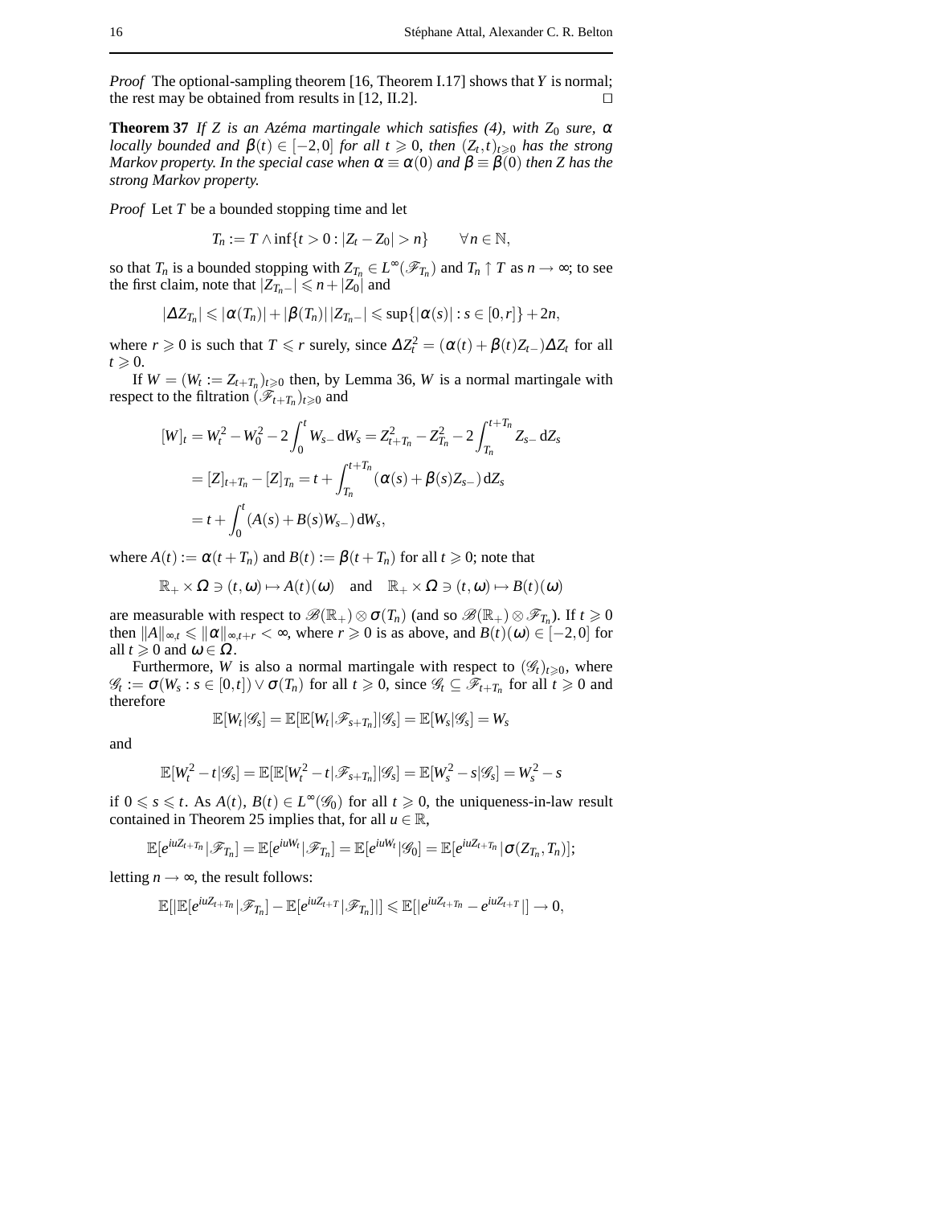*Proof* The optional-sampling theorem [16, Theorem I.17] shows that $Y$ is normal; the rest may be obtained from results in [12, II.2]. □

**Theorem 37** *If $Z$ is an Azéma martingale which satisfies (4), with $Z_0$ sure, $\alpha$ locally bounded and $\beta(t) \in [-2,0]$ for all $t \geqslant 0$, then $(Z_t,t)_{t\geqslant 0}$ has the strong Markov property. In the special case when $\alpha \equiv \alpha(0)$ and $\beta \equiv \beta(0)$ then $Z$ has the strong Markov property.*

*Proof* Let $T$ be a bounded stopping time and let

$$T_n := T \wedge \inf\{t > 0 : |Z_t - Z_0| > n\} \qquad \forall\, n \in \mathbb{N},$$

so that $T_n$ is a bounded stopping with $Z_{T_n} \in L^\infty(\mathscr{F}_{T_n})$ and $T_n \uparrow T$ as $n \to \infty$; to see the first claim, note that $|Z_{T_n-}| \leqslant n + |Z_0|$ and

$$|\Delta Z_{T_n}| \leqslant |\alpha(T_n)| + |\beta(T_n)|\,|Z_{T_n-}| \leqslant \sup\{|\alpha(s)| : s \in [0,r]\} + 2n,$$

where $r \geqslant 0$ is such that $T \leqslant r$ surely, since $\Delta Z_t^2 = (\alpha(t) + \beta(t)Z_{t-})\Delta Z_t$ for all $t \geqslant 0$.

If $W = (W_t := Z_{t+T_n})_{t\geqslant 0}$ then, by Lemma 36, $W$ is a normal martingale with respect to the filtration $(\mathscr{F}_{t+T_n})_{t\geqslant 0}$ and

$$\begin{aligned}
[W]_t &= W_t^2 - W_0^2 - 2\int_0^t W_{s-}\,\mathrm{d}W_s = Z_{t+T_n}^2 - Z_{T_n}^2 - 2\int_{T_n}^{t+T_n} Z_{s-}\,\mathrm{d}Z_s \\
&= [Z]_{t+T_n} - [Z]_{T_n} = t + \int_{T_n}^{t+T_n} (\alpha(s) + \beta(s)Z_{s-})\,\mathrm{d}Z_s \\
&= t + \int_0^t (A(s) + B(s)W_{s-})\,\mathrm{d}W_s,
\end{aligned}$$

where $A(t) := \alpha(t+T_n)$ and $B(t) := \beta(t+T_n)$ for all $t \geqslant 0$; note that

$$\mathbb{R}_+ \times \Omega \ni (t,\omega) \mapsto A(t)(\omega) \quad \text{and} \quad \mathbb{R}_+ \times \Omega \ni (t,\omega) \mapsto B(t)(\omega)$$

are measurable with respect to $\mathscr{B}(\mathbb{R}_+) \otimes \sigma(T_n)$ (and so $\mathscr{B}(\mathbb{R}_+) \otimes \mathscr{F}_{T_n}$). If $t \geqslant 0$ then $\|A\|_{\infty,t} \leqslant \|\alpha\|_{\infty,t+r} < \infty$, where $r \geqslant 0$ is as above, and $B(t)(\omega) \in [-2,0]$ for all $t \geqslant 0$ and $\omega \in \Omega$.

Furthermore, $W$ is also a normal martingale with respect to $(\mathscr{G}_t)_{t\geqslant 0}$, where $\mathscr{G}_t := \sigma(W_s : s \in [0,t]) \vee \sigma(T_n)$ for all $t \geqslant 0$, since $\mathscr{G}_t \subseteq \mathscr{F}_{t+T_n}$ for all $t \geqslant 0$ and therefore

$$\mathbb{E}[W_t|\mathscr{G}_s] = \mathbb{E}[\mathbb{E}[W_t|\mathscr{F}_{s+T_n}]|\mathscr{G}_s] = \mathbb{E}[W_s|\mathscr{G}_s] = W_s$$

and

$$\mathbb{E}[W_t^2 - t|\mathscr{G}_s] = \mathbb{E}[\mathbb{E}[W_t^2 - t|\mathscr{F}_{s+T_n}]|\mathscr{G}_s] = \mathbb{E}[W_s^2 - s|\mathscr{G}_s] = W_s^2 - s$$

if $0 \leqslant s \leqslant t$. As $A(t)$, $B(t) \in L^\infty(\mathscr{G}_0)$ for all $t \geqslant 0$, the uniqueness-in-law result contained in Theorem 25 implies that, for all $u \in \mathbb{R}$,

$$\mathbb{E}[e^{iuZ_{t+T_n}}|\mathscr{F}_{T_n}] = \mathbb{E}[e^{iuW_t}|\mathscr{F}_{T_n}] = \mathbb{E}[e^{iuW_t}|\mathscr{G}_0] = \mathbb{E}[e^{iuZ_{t+T_n}}|\sigma(Z_{T_n},T_n)];$$

letting $n \to \infty$, the result follows:

$$\mathbb{E}[|\mathbb{E}[e^{iuZ_{t+T_n}}|\mathscr{F}_{T_n}] - \mathbb{E}[e^{iuZ_{t+T}}|\mathscr{F}_{T_n}]|] \leqslant \mathbb{E}[|e^{iuZ_{t+T_n}} - e^{iuZ_{t+T}}|] \to 0,$$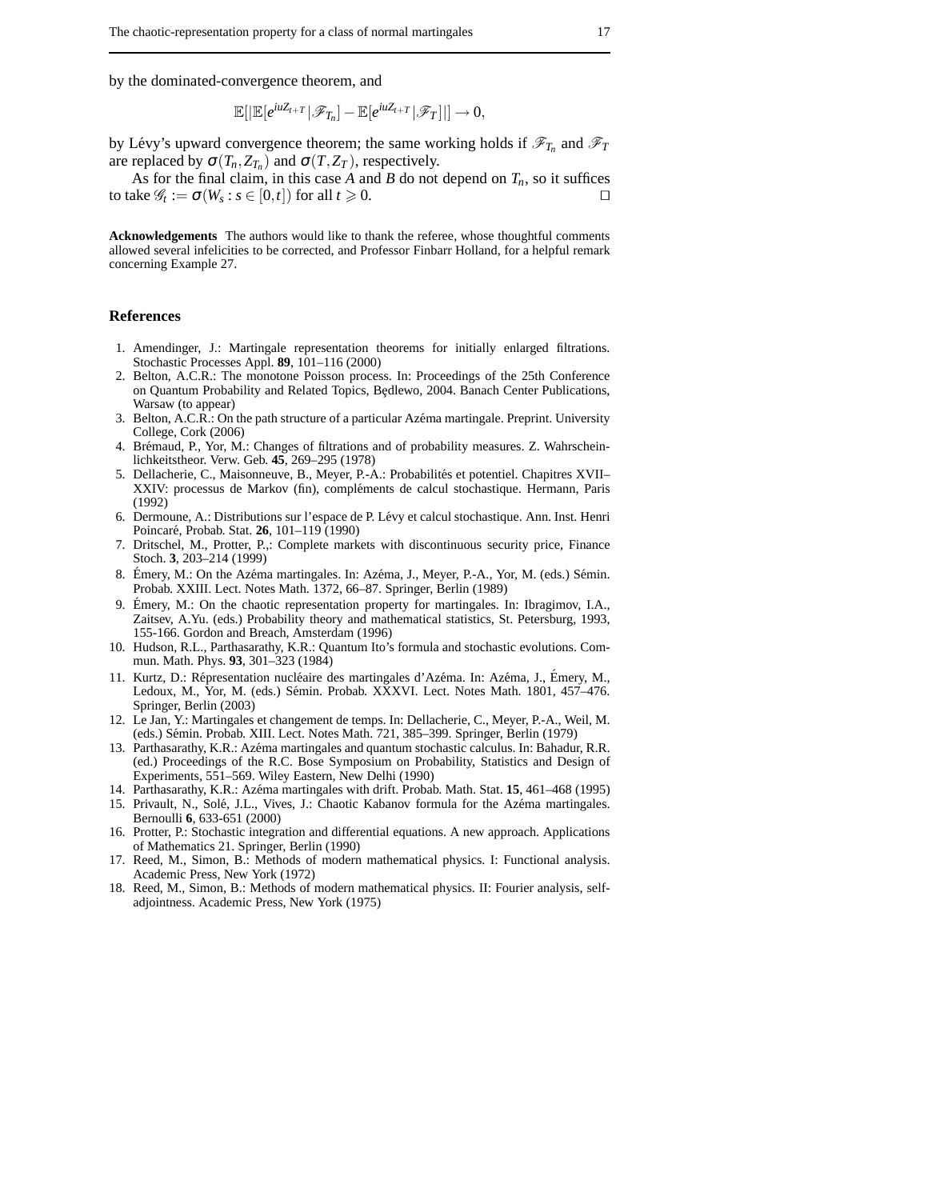by the dominated-convergence theorem, and

$$\mathbb{E}[|\mathbb{E}[e^{iuZ_{t+T}}|\mathscr{F}_{T_n}] - \mathbb{E}[e^{iuZ_{t+T}}|\mathscr{F}_T]|] \to 0,$$

by Lévy's upward convergence theorem; the same working holds if $\mathscr{F}_{T_n}$ and $\mathscr{F}_T$ are replaced by $\sigma(T_n, Z_{T_n})$ and $\sigma(T, Z_T)$, respectively.

As for the final claim, in this case $A$ and $B$ do not depend on $T_n$, so it suffices to take $\mathscr{G}_t := \sigma(W_s : s \in [0,t])$ for all $t \geqslant 0$. □

**Acknowledgements** The authors would like to thank the referee, whose thoughtful comments allowed several infelicities to be corrected, and Professor Finbarr Holland, for a helpful remark concerning Example 27.

## References

1. Amendinger, J.: Martingale representation theorems for initially enlarged filtrations. Stochastic Processes Appl. **89**, 101–116 (2000)
2. Belton, A.C.R.: The monotone Poisson process. In: Proceedings of the 25th Conference on Quantum Probability and Related Topics, Będlewo, 2004. Banach Center Publications, Warsaw (to appear)
3. Belton, A.C.R.: On the path structure of a particular Azéma martingale. Preprint. University College, Cork (2006)
4. Brémaud, P., Yor, M.: Changes of filtrations and of probability measures. Z. Wahrscheinlichkeitstheor. Verw. Geb. **45**, 269–295 (1978)
5. Dellacherie, C., Maisonneuve, B., Meyer, P.-A.: Probabilités et potentiel. Chapitres XVII–XXIV: processus de Markov (fin), compléments de calcul stochastique. Hermann, Paris (1992)
6. Dermoune, A.: Distributions sur l'espace de P. Lévy et calcul stochastique. Ann. Inst. Henri Poincaré, Probab. Stat. **26**, 101–119 (1990)
7. Dritschel, M., Protter, P.,: Complete markets with discontinuous security price, Finance Stoch. **3**, 203–214 (1999)
8. Émery, M.: On the Azéma martingales. In: Azéma, J., Meyer, P.-A., Yor, M. (eds.) Sémin. Probab. XXIII. Lect. Notes Math. 1372, 66–87. Springer, Berlin (1989)
9. Émery, M.: On the chaotic representation property for martingales. In: Ibragimov, I.A., Zaitsev, A.Yu. (eds.) Probability theory and mathematical statistics, St. Petersburg, 1993, 155-166. Gordon and Breach, Amsterdam (1996)
10. Hudson, R.L., Parthasarathy, K.R.: Quantum Ito's formula and stochastic evolutions. Commun. Math. Phys. **93**, 301–323 (1984)
11. Kurtz, D.: Répresentation nucléaire des martingales d'Azéma. In: Azéma, J., Émery, M., Ledoux, M., Yor, M. (eds.) Sémin. Probab. XXXVI. Lect. Notes Math. 1801, 457–476. Springer, Berlin (2003)
12. Le Jan, Y.: Martingales et changement de temps. In: Dellacherie, C., Meyer, P.-A., Weil, M. (eds.) Sémin. Probab. XIII. Lect. Notes Math. 721, 385–399. Springer, Berlin (1979)
13. Parthasarathy, K.R.: Azéma martingales and quantum stochastic calculus. In: Bahadur, R.R. (ed.) Proceedings of the R.C. Bose Symposium on Probability, Statistics and Design of Experiments, 551–569. Wiley Eastern, New Delhi (1990)
14. Parthasarathy, K.R.: Azéma martingales with drift. Probab. Math. Stat. **15**, 461–468 (1995)
15. Privault, N., Solé, J.L., Vives, J.: Chaotic Kabanov formula for the Azéma martingales. Bernoulli **6**, 633-651 (2000)
16. Protter, P.: Stochastic integration and differential equations. A new approach. Applications of Mathematics 21. Springer, Berlin (1990)
17. Reed, M., Simon, B.: Methods of modern mathematical physics. I: Functional analysis. Academic Press, New York (1972)
18. Reed, M., Simon, B.: Methods of modern mathematical physics. II: Fourier analysis, self-adjointness. Academic Press, New York (1975)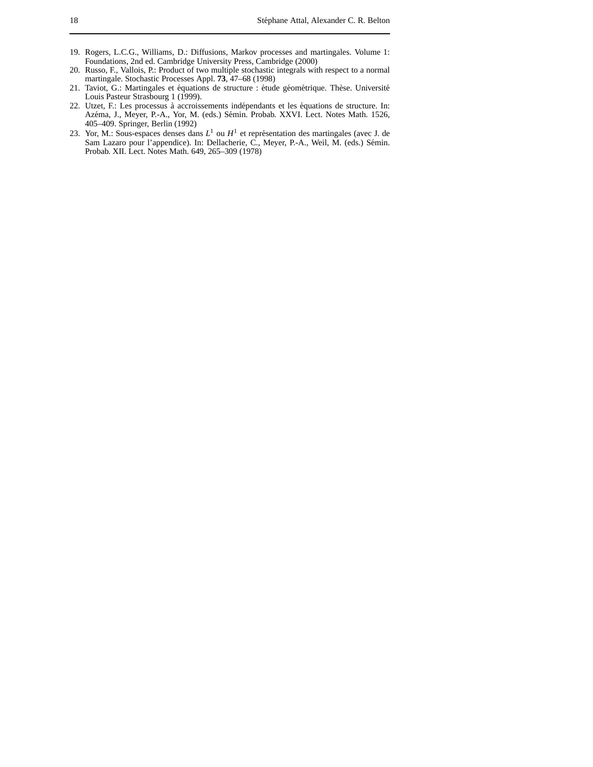19. Rogers, L.C.G., Williams, D.: Diffusions, Markov processes and martingales. Volume 1: Foundations, 2nd ed. Cambridge University Press, Cambridge (2000)
20. Russo, F., Vallois, P.: Product of two multiple stochastic integrals with respect to a normal martingale. Stochastic Processes Appl. **73**, 47–68 (1998)
21. Taviot, G.: Martingales et équations de structure : étude géométrique. Thèse. Université Louis Pasteur Strasbourg 1 (1999).
22. Utzet, F.: Les processus à accroissements indépendants et les équations de structure. In: Azéma, J., Meyer, P.-A., Yor, M. (eds.) Sémin. Probab. XXVI. Lect. Notes Math. 1526, 405–409. Springer, Berlin (1992)
23. Yor, M.: Sous-espaces denses dans $L^1$ ou $H^1$ et représentation des martingales (avec J. de Sam Lazaro pour l'appendice). In: Dellacherie, C., Meyer, P.-A., Weil, M. (eds.) Sémin. Probab. XII. Lect. Notes Math. 649, 265–309 (1978)